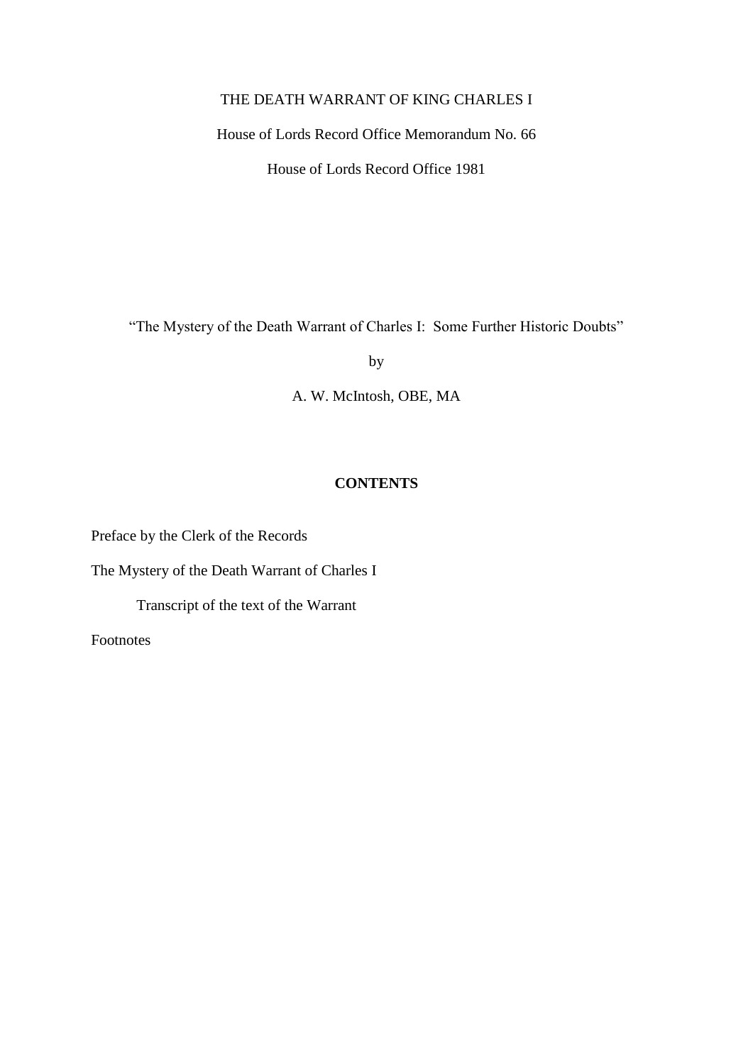# THE DEATH WARRANT OF KING CHARLES I

House of Lords Record Office Memorandum No. 66

House of Lords Record Office 1981

"The Mystery of the Death Warrant of Charles I: Some Further Historic Doubts"

by

A. W. McIntosh, OBE, MA

## CONTENTS

Preface by the Clerk of the Records

The Mystery of the Death Warrant of Charles I

- Transcript of the text of the Warrant

Footnotes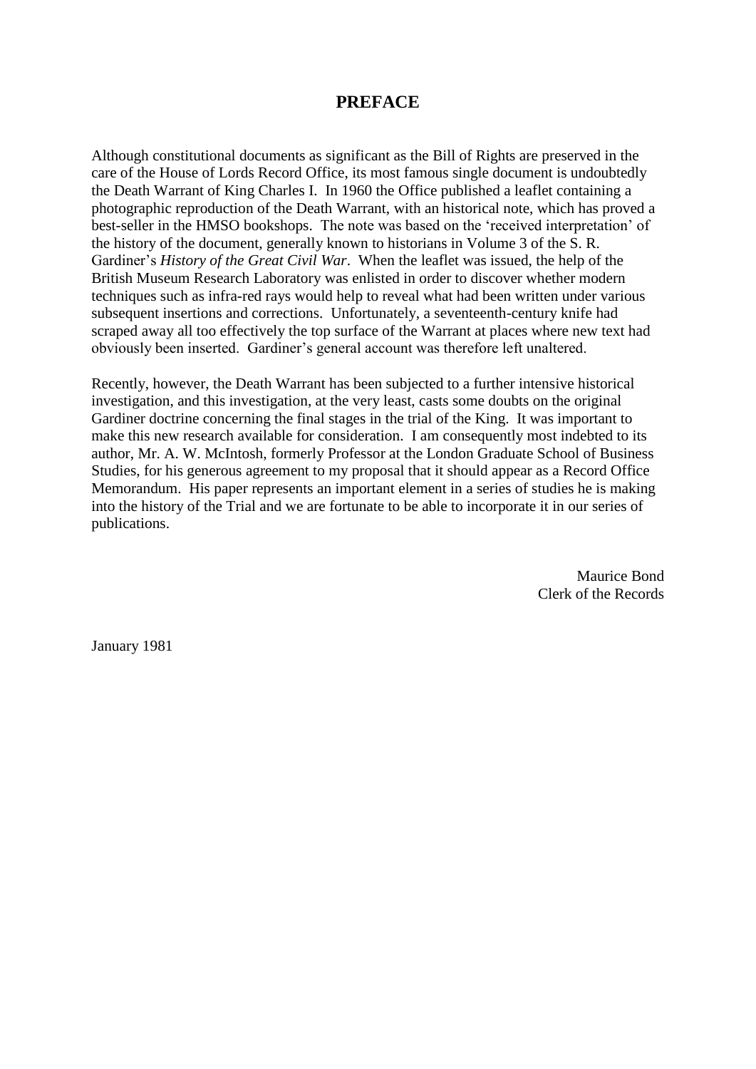# PREFACE

Although constitutional documents as significant as the Bill of Rights are preserved in the care of the House of Lords Record Office, its most famous single document is undoubtedly the Death Warrant of King Charles I. In 1960 the Office published a leaflet containing a photographic reproduction of the Death Warrant, with an historical note, which has proved a best-seller in the HMSO bookshops. The note was based on the 'received interpretation' of the history of the document, generally known to historians in Volume 3 of the S. R. Gardiner's *History of the Great Civil War*. When the leaflet was issued, the help of the British Museum Research Laboratory was enlisted in order to discover whether modern techniques such as infra-red rays would help to reveal what had been written under various subsequent insertions and corrections. Unfortunately, a seventeenth-century knife had scraped away all too effectively the top surface of the Warrant at places where new text had obviously been inserted. Gardiner's general account was therefore left unaltered.

Recently, however, the Death Warrant has been subjected to a further intensive historical investigation, and this investigation, at the very least, casts some doubts on the original Gardiner doctrine concerning the final stages in the trial of the King. It was important to make this new research available for consideration. I am consequently most indebted to its author, Mr. A. W. McIntosh, formerly Professor at the London Graduate School of Business Studies, for his generous agreement to my proposal that it should appear as a Record Office Memorandum. His paper represents an important element in a series of studies he is making into the history of the Trial and we are fortunate to be able to incorporate it in our series of publications.

Maurice Bond
Clerk of the Records

January 1981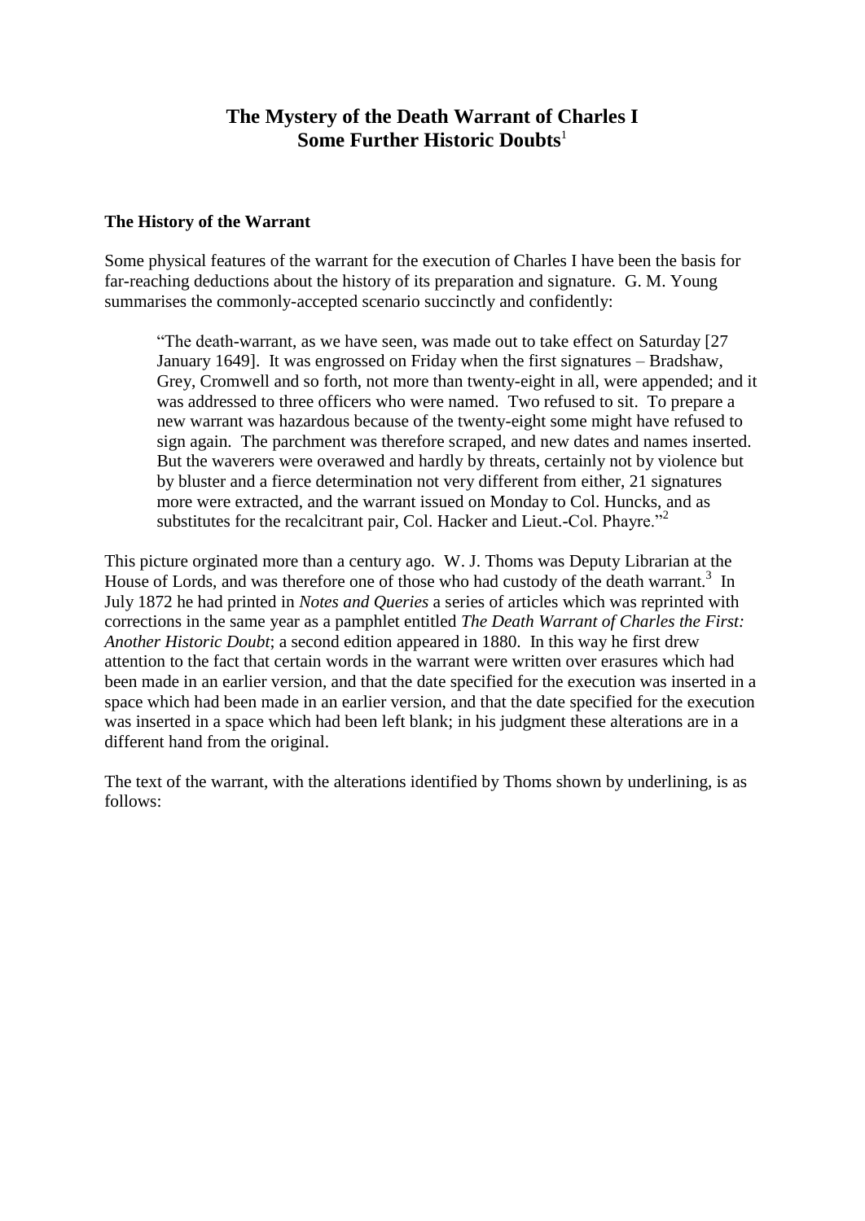# The Mystery of the Death Warrant of Charles I
## Some Further Historic Doubts[1]

### The History of the Warrant

Some physical features of the warrant for the execution of Charles I have been the basis for far-reaching deductions about the history of its preparation and signature. G. M. Young summarises the commonly-accepted scenario succinctly and confidently:

> "The death-warrant, as we have seen, was made out to take effect on Saturday [27 January 1649]. It was engrossed on Friday when the first signatures – Bradshaw, Grey, Cromwell and so forth, not more than twenty-eight in all, were appended; and it was addressed to three officers who were named. Two refused to sit. To prepare a new warrant was hazardous because of the twenty-eight some might have refused to sign again. The parchment was therefore scraped, and new dates and names inserted. But the waverers were overawed and hardly by threats, certainly not by violence but by bluster and a fierce determination not very different from either, 21 signatures more were extracted, and the warrant issued on Monday to Col. Huncks, and as substitutes for the recalcitrant pair, Col. Hacker and Lieut.-Col. Phayre."[2]

This picture orginated more than a century ago. W. J. Thoms was Deputy Librarian at the House of Lords, and was therefore one of those who had custody of the death warrant.[3] In July 1872 he had printed in *Notes and Queries* a series of articles which was reprinted with corrections in the same year as a pamphlet entitled *The Death Warrant of Charles the First: Another Historic Doubt*; a second edition appeared in 1880. In this way he first drew attention to the fact that certain words in the warrant were written over erasures which had been made in an earlier version, and that the date specified for the execution was inserted in a space which had been made in an earlier version, and that the date specified for the execution was inserted in a space which had been left blank; in his judgment these alterations are in a different hand from the original.

The text of the warrant, with the alterations identified by Thoms shown by underlining, is as follows: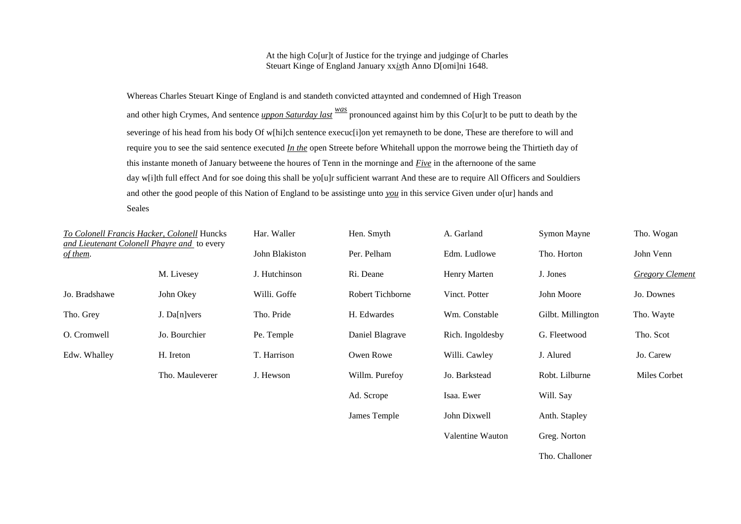At the high Co[ur]t of Justice for the tryinge and judginge of Charles Steuart Kinge of England January xx*ix*th Anno D[omi]ni 1648.

Whereas Charles Steuart Kinge of England is and standeth convicted attaynted and condemned of High Treason and other high Crymes, And sentence *uppon Saturday last* *was* pronounced against him by this Co[ur]t to be putt to death by the severinge of his head from his body Of w[hi]ch sentence execuc[i]on yet remayneth to be done, These are therefore to will and require you to see the said sentence executed *In the* open Streete before Whitehall uppon the morrowe being the Thirtieth day of this instante moneth of January betweene the houres of Tenn in the morninge and *Five* in the afternoone of the same day w[i]th full effect And for soe doing this shall be yo[u]r sufficient warrant And these are to require All Officers and Souldiers and other the good people of this Nation of England to be assistinge unto *you* in this service Given under o[ur] hands and Seales

*To Colonell Francis Hacker, Colonell* Huncks *and Lieutenant Colonell Phayre and* to every *of them*.

| | | | | | | |
|---|---|---|---|---|---|---|
| | | Har. Waller | Hen. Smyth | A. Garland | Symon Mayne | Tho. Wogan |
| | | John Blakiston | Per. Pelham | Edm. Ludlowe | Tho. Horton | John Venn |
| | M. Livesey | J. Hutchinson | Ri. Deane | Henry Marten | J. Jones | *Gregory Clement* |
| Jo. Bradshawe | John Okey | Willi. Goffe | Robert Tichborne | Vinct. Potter | John Moore | Jo. Downes |
| Tho. Grey | J. Da[n]vers | Tho. Pride | H. Edwardes | Wm. Constable | Gilbt. Millington | Tho. Wayte |
| O. Cromwell | Jo. Bourchier | Pe. Temple | Daniel Blagrave | Rich. Ingoldesby | G. Fleetwood | Tho. Scot |
| Edw. Whalley | H. Ireton | T. Harrison | Owen Rowe | Willi. Cawley | J. Alured | Jo. Carew |
| | Tho. Mauleverer | J. Hewson | Willm. Purefoy | Jo. Barkstead | Robt. Lilburne | Miles Corbet |
| | | | Ad. Scrope | Isaa. Ewer | Will. Say | |
| | | | James Temple | John Dixwell | Anth. Stapley | |
| | | | | Valentine Wauton | Greg. Norton | |
| | | | | | Tho. Challoner | |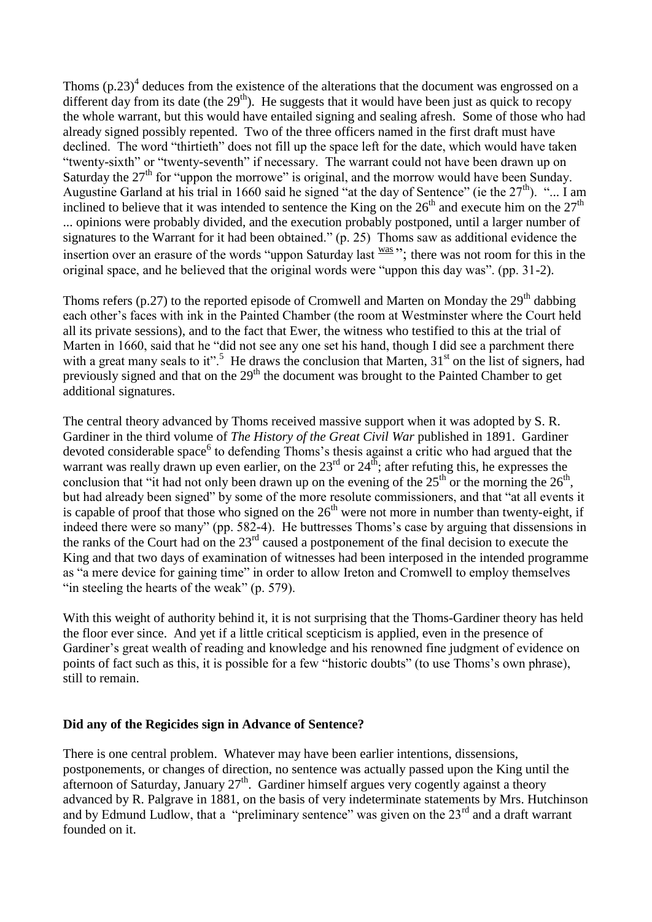Thoms (p.23)[4] deduces from the existence of the alterations that the document was engrossed on a different day from its date (the 29th). He suggests that it would have been just as quick to recopy the whole warrant, but this would have entailed signing and sealing afresh. Some of those who had already signed possibly repented. Two of the three officers named in the first draft must have declined. The word "thirtieth" does not fill up the space left for the date, which would have taken "twenty-sixth" or "twenty-seventh" if necessary. The warrant could not have been drawn up on Saturday the 27th for "uppon the morrowe" is original, and the morrow would have been Sunday. Augustine Garland at his trial in 1660 said he signed "at the day of Sentence" (ie the 27th). "... I am inclined to believe that it was intended to sentence the King on the 26th and execute him on the 27th ... opinions were probably divided, and the execution probably postponed, until a larger number of signatures to the Warrant for it had been obtained." (p. 25) Thoms saw as additional evidence the insertion over an erasure of the words "uppon Saturday last was"; there was not room for this in the original space, and he believed that the original words were "uppon this day was". (pp. 31-2).

Thoms refers (p.27) to the reported episode of Cromwell and Marten on Monday the 29th dabbing each other's faces with ink in the Painted Chamber (the room at Westminster where the Court held all its private sessions), and to the fact that Ewer, the witness who testified to this at the trial of Marten in 1660, said that he "did not see any one set his hand, though I did see a parchment there with a great many seals to it".[5] He draws the conclusion that Marten, 31st on the list of signers, had previously signed and that on the 29th the document was brought to the Painted Chamber to get additional signatures.

The central theory advanced by Thoms received massive support when it was adopted by S. R. Gardiner in the third volume of *The History of the Great Civil War* published in 1891. Gardiner devoted considerable space[6] to defending Thoms's thesis against a critic who had argued that the warrant was really drawn up even earlier, on the 23rd or 24th; after refuting this, he expresses the conclusion that "it had not only been drawn up on the evening of the 25th or the morning the 26th, but had already been signed" by some of the more resolute commissioners, and that "at all events it is capable of proof that those who signed on the 26th were not more in number than twenty-eight, if indeed there were so many" (pp. 582-4). He buttresses Thoms's case by arguing that dissensions in the ranks of the Court had on the 23rd caused a postponement of the final decision to execute the King and that two days of examination of witnesses had been interposed in the intended programme as "a mere device for gaining time" in order to allow Ireton and Cromwell to employ themselves "in steeling the hearts of the weak" (p. 579).

With this weight of authority behind it, it is not surprising that the Thoms-Gardiner theory has held the floor ever since. And yet if a little critical scepticism is applied, even in the presence of Gardiner's great wealth of reading and knowledge and his renowned fine judgment of evidence on points of fact such as this, it is possible for a few "historic doubts" (to use Thoms's own phrase), still to remain.

## Did any of the Regicides sign in Advance of Sentence?

There is one central problem. Whatever may have been earlier intentions, dissensions, postponements, or changes of direction, no sentence was actually passed upon the King until the afternoon of Saturday, January 27th. Gardiner himself argues very cogently against a theory advanced by R. Palgrave in 1881, on the basis of very indeterminate statements by Mrs. Hutchinson and by Edmund Ludlow, that a "preliminary sentence" was given on the 23rd and a draft warrant founded on it.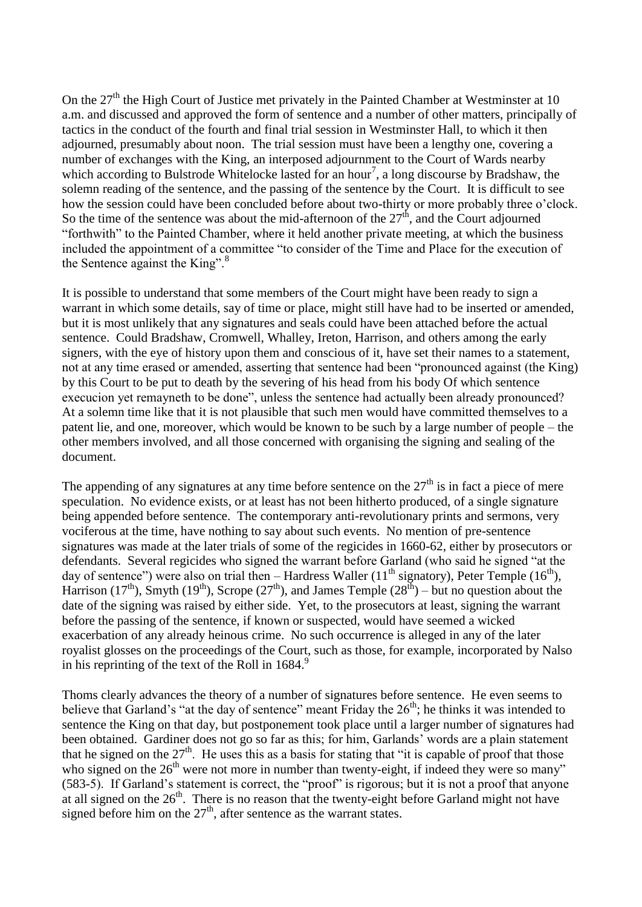On the 27th the High Court of Justice met privately in the Painted Chamber at Westminster at 10 a.m. and discussed and approved the form of sentence and a number of other matters, principally of tactics in the conduct of the fourth and final trial session in Westminster Hall, to which it then adjourned, presumably about noon. The trial session must have been a lengthy one, covering a number of exchanges with the King, an interposed adjournment to the Court of Wards nearby which according to Bulstrode Whitelocke lasted for an hour[7], a long discourse by Bradshaw, the solemn reading of the sentence, and the passing of the sentence by the Court. It is difficult to see how the session could have been concluded before about two-thirty or more probably three o'clock. So the time of the sentence was about the mid-afternoon of the 27th, and the Court adjourned "forthwith" to the Painted Chamber, where it held another private meeting, at which the business included the appointment of a committee "to consider of the Time and Place for the execution of the Sentence against the King".[8]

It is possible to understand that some members of the Court might have been ready to sign a warrant in which some details, say of time or place, might still have had to be inserted or amended, but it is most unlikely that any signatures and seals could have been attached before the actual sentence. Could Bradshaw, Cromwell, Whalley, Ireton, Harrison, and others among the early signers, with the eye of history upon them and conscious of it, have set their names to a statement, not at any time erased or amended, asserting that sentence had been "pronounced against (the King) by this Court to be put to death by the severing of his head from his body Of which sentence execucion yet remayneth to be done", unless the sentence had actually been already pronounced? At a solemn time like that it is not plausible that such men would have committed themselves to a patent lie, and one, moreover, which would be known to be such by a large number of people – the other members involved, and all those concerned with organising the signing and sealing of the document.

The appending of any signatures at any time before sentence on the 27th is in fact a piece of mere speculation. No evidence exists, or at least has not been hitherto produced, of a single signature being appended before sentence. The contemporary anti-revolutionary prints and sermons, very vociferous at the time, have nothing to say about such events. No mention of pre-sentence signatures was made at the later trials of some of the regicides in 1660-62, either by prosecutors or defendants. Several regicides who signed the warrant before Garland (who said he signed "at the day of sentence") were also on trial then – Hardress Waller (11th signatory), Peter Temple (16th), Harrison (17th), Smyth (19th), Scrope (27th), and James Temple (28th) – but no question about the date of the signing was raised by either side. Yet, to the prosecutors at least, signing the warrant before the passing of the sentence, if known or suspected, would have seemed a wicked exacerbation of any already heinous crime. No such occurrence is alleged in any of the later royalist glosses on the proceedings of the Court, such as those, for example, incorporated by Nalso in his reprinting of the text of the Roll in 1684.[9]

Thoms clearly advances the theory of a number of signatures before sentence. He even seems to believe that Garland's "at the day of sentence" meant Friday the 26th; he thinks it was intended to sentence the King on that day, but postponement took place until a larger number of signatures had been obtained. Gardiner does not go so far as this; for him, Garlands' words are a plain statement that he signed on the 27th. He uses this as a basis for stating that "it is capable of proof that those who signed on the 26th were not more in number than twenty-eight, if indeed they were so many" (583-5). If Garland's statement is correct, the "proof" is rigorous; but it is not a proof that anyone at all signed on the 26th. There is no reason that the twenty-eight before Garland might not have signed before him on the 27th, after sentence as the warrant states.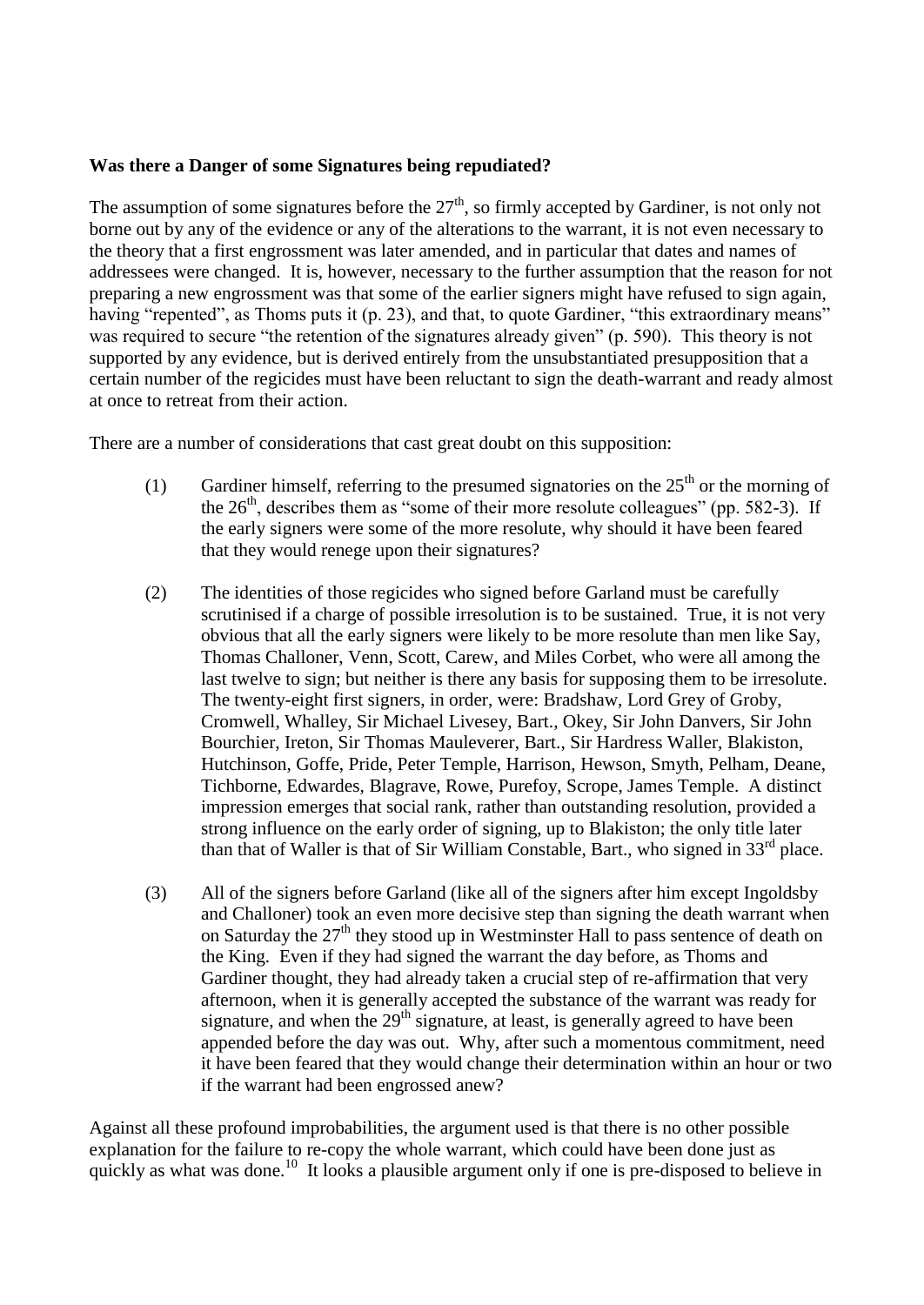**Was there a Danger of some Signatures being repudiated?**

The assumption of some signatures before the 27th, so firmly accepted by Gardiner, is not only not borne out by any of the evidence or any of the alterations to the warrant, it is not even necessary to the theory that a first engrossment was later amended, and in particular that dates and names of addressees were changed. It is, however, necessary to the further assumption that the reason for not preparing a new engrossment was that some of the earlier signers might have refused to sign again, having "repented", as Thoms puts it (p. 23), and that, to quote Gardiner, "this extraordinary means" was required to secure "the retention of the signatures already given" (p. 590). This theory is not supported by any evidence, but is derived entirely from the unsubstantiated presupposition that a certain number of the regicides must have been reluctant to sign the death-warrant and ready almost at once to retreat from their action.

There are a number of considerations that cast great doubt on this supposition:

(1) Gardiner himself, referring to the presumed signatories on the 25th or the morning of the 26th, describes them as "some of their more resolute colleagues" (pp. 582-3). If the early signers were some of the more resolute, why should it have been feared that they would renege upon their signatures?

(2) The identities of those regicides who signed before Garland must be carefully scrutinised if a charge of possible irresolution is to be sustained. True, it is not very obvious that all the early signers were likely to be more resolute than men like Say, Thomas Challoner, Venn, Scott, Carew, and Miles Corbet, who were all among the last twelve to sign; but neither is there any basis for supposing them to be irresolute. The twenty-eight first signers, in order, were: Bradshaw, Lord Grey of Groby, Cromwell, Whalley, Sir Michael Livesey, Bart., Okey, Sir John Danvers, Sir John Bourchier, Ireton, Sir Thomas Mauleverer, Bart., Sir Hardress Waller, Blakiston, Hutchinson, Goffe, Pride, Peter Temple, Harrison, Hewson, Smyth, Pelham, Deane, Tichborne, Edwardes, Blagrave, Rowe, Purefoy, Scrope, James Temple. A distinct impression emerges that social rank, rather than outstanding resolution, provided a strong influence on the early order of signing, up to Blakiston; the only title later than that of Waller is that of Sir William Constable, Bart., who signed in 33rd place.

(3) All of the signers before Garland (like all of the signers after him except Ingoldsby and Challoner) took an even more decisive step than signing the death warrant when on Saturday the 27th they stood up in Westminster Hall to pass sentence of death on the King. Even if they had signed the warrant the day before, as Thoms and Gardiner thought, they had already taken a crucial step of re-affirmation that very afternoon, when it is generally accepted the substance of the warrant was ready for signature, and when the 29th signature, at least, is generally agreed to have been appended before the day was out. Why, after such a momentous commitment, need it have been feared that they would change their determination within an hour or two if the warrant had been engrossed anew?

Against all these profound improbabilities, the argument used is that there is no other possible explanation for the failure to re-copy the whole warrant, which could have been done just as quickly as what was done.[10] It looks a plausible argument only if one is pre-disposed to believe in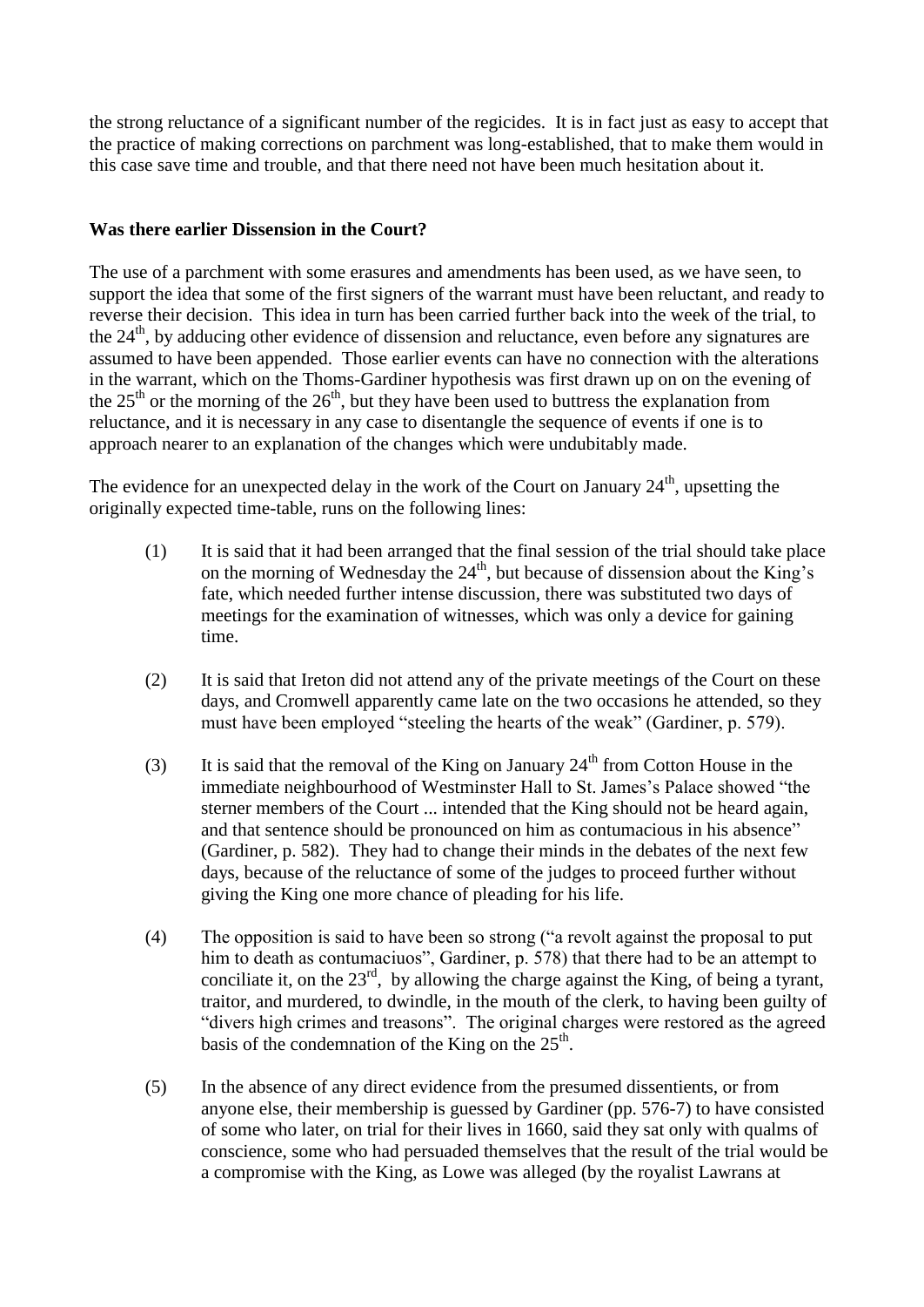the strong reluctance of a significant number of the regicides. It is in fact just as easy to accept that the practice of making corrections on parchment was long-established, that to make them would in this case save time and trouble, and that there need not have been much hesitation about it.

**Was there earlier Dissension in the Court?**

The use of a parchment with some erasures and amendments has been used, as we have seen, to support the idea that some of the first signers of the warrant must have been reluctant, and ready to reverse their decision. This idea in turn has been carried further back into the week of the trial, to the 24th, by adducing other evidence of dissension and reluctance, even before any signatures are assumed to have been appended. Those earlier events can have no connection with the alterations in the warrant, which on the Thoms-Gardiner hypothesis was first drawn up on on the evening of the 25th or the morning of the 26th, but they have been used to buttress the explanation from reluctance, and it is necessary in any case to disentangle the sequence of events if one is to approach nearer to an explanation of the changes which were undubitably made.

The evidence for an unexpected delay in the work of the Court on January 24th, upsetting the originally expected time-table, runs on the following lines:

(1) It is said that it had been arranged that the final session of the trial should take place on the morning of Wednesday the 24th, but because of dissension about the King's fate, which needed further intense discussion, there was substituted two days of meetings for the examination of witnesses, which was only a device for gaining time.

(2) It is said that Ireton did not attend any of the private meetings of the Court on these days, and Cromwell apparently came late on the two occasions he attended, so they must have been employed "steeling the hearts of the weak" (Gardiner, p. 579).

(3) It is said that the removal of the King on January 24th from Cotton House in the immediate neighbourhood of Westminster Hall to St. James's Palace showed "the sterner members of the Court ... intended that the King should not be heard again, and that sentence should be pronounced on him as contumacious in his absence" (Gardiner, p. 582). They had to change their minds in the debates of the next few days, because of the reluctance of some of the judges to proceed further without giving the King one more chance of pleading for his life.

(4) The opposition is said to have been so strong ("a revolt against the proposal to put him to death as contumaciuos", Gardiner, p. 578) that there had to be an attempt to conciliate it, on the 23rd, by allowing the charge against the King, of being a tyrant, traitor, and murdered, to dwindle, in the mouth of the clerk, to having been guilty of "divers high crimes and treasons". The original charges were restored as the agreed basis of the condemnation of the King on the 25th.

(5) In the absence of any direct evidence from the presumed dissentients, or from anyone else, their membership is guessed by Gardiner (pp. 576-7) to have consisted of some who later, on trial for their lives in 1660, said they sat only with qualms of conscience, some who had persuaded themselves that the result of the trial would be a compromise with the King, as Lowe was alleged (by the royalist Lawrans at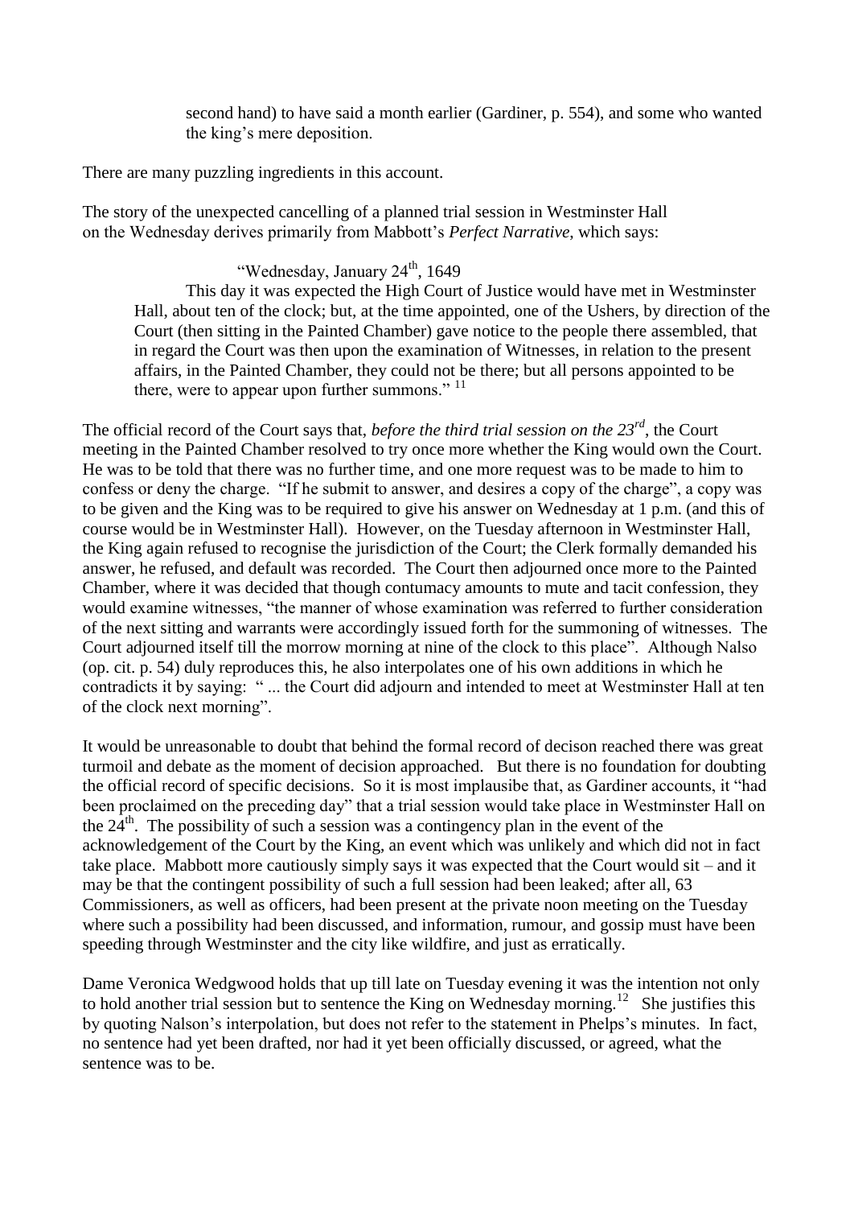second hand) to have said a month earlier (Gardiner, p. 554), and some who wanted the king's mere deposition.

There are many puzzling ingredients in this account.

The story of the unexpected cancelling of a planned trial session in Westminster Hall on the Wednesday derives primarily from Mabbott's *Perfect Narrative*, which says:

> "Wednesday, January 24th, 1649
>
> This day it was expected the High Court of Justice would have met in Westminster Hall, about ten of the clock; but, at the time appointed, one of the Ushers, by direction of the Court (then sitting in the Painted Chamber) gave notice to the people there assembled, that in regard the Court was then upon the examination of Witnesses, in relation to the present affairs, in the Painted Chamber, they could not be there; but all persons appointed to be there, were to appear upon further summons." [11]

The official record of the Court says that, *before the third trial session on the 23rd*, the Court meeting in the Painted Chamber resolved to try once more whether the King would own the Court. He was to be told that there was no further time, and one more request was to be made to him to confess or deny the charge. "If he submit to answer, and desires a copy of the charge", a copy was to be given and the King was to be required to give his answer on Wednesday at 1 p.m. (and this of course would be in Westminster Hall). However, on the Tuesday afternoon in Westminster Hall, the King again refused to recognise the jurisdiction of the Court; the Clerk formally demanded his answer, he refused, and default was recorded. The Court then adjourned once more to the Painted Chamber, where it was decided that though contumacy amounts to mute and tacit confession, they would examine witnesses, "the manner of whose examination was referred to further consideration of the next sitting and warrants were accordingly issued forth for the summoning of witnesses. The Court adjourned itself till the morrow morning at nine of the clock to this place". Although Nalso (op. cit. p. 54) duly reproduces this, he also interpolates one of his own additions in which he contradicts it by saying: " ... the Court did adjourn and intended to meet at Westminster Hall at ten of the clock next morning".

It would be unreasonable to doubt that behind the formal record of decison reached there was great turmoil and debate as the moment of decision approached. But there is no foundation for doubting the official record of specific decisions. So it is most implausibe that, as Gardiner accounts, it "had been proclaimed on the preceding day" that a trial session would take place in Westminster Hall on the 24th. The possibility of such a session was a contingency plan in the event of the acknowledgement of the Court by the King, an event which was unlikely and which did not in fact take place. Mabbott more cautiously simply says it was expected that the Court would sit – and it may be that the contingent possibility of such a full session had been leaked; after all, 63 Commissioners, as well as officers, had been present at the private noon meeting on the Tuesday where such a possibility had been discussed, and information, rumour, and gossip must have been speeding through Westminster and the city like wildfire, and just as erratically.

Dame Veronica Wedgwood holds that up till late on Tuesday evening it was the intention not only to hold another trial session but to sentence the King on Wednesday morning.[12] She justifies this by quoting Nalson's interpolation, but does not refer to the statement in Phelps's minutes. In fact, no sentence had yet been drafted, nor had it yet been officially discussed, or agreed, what the sentence was to be.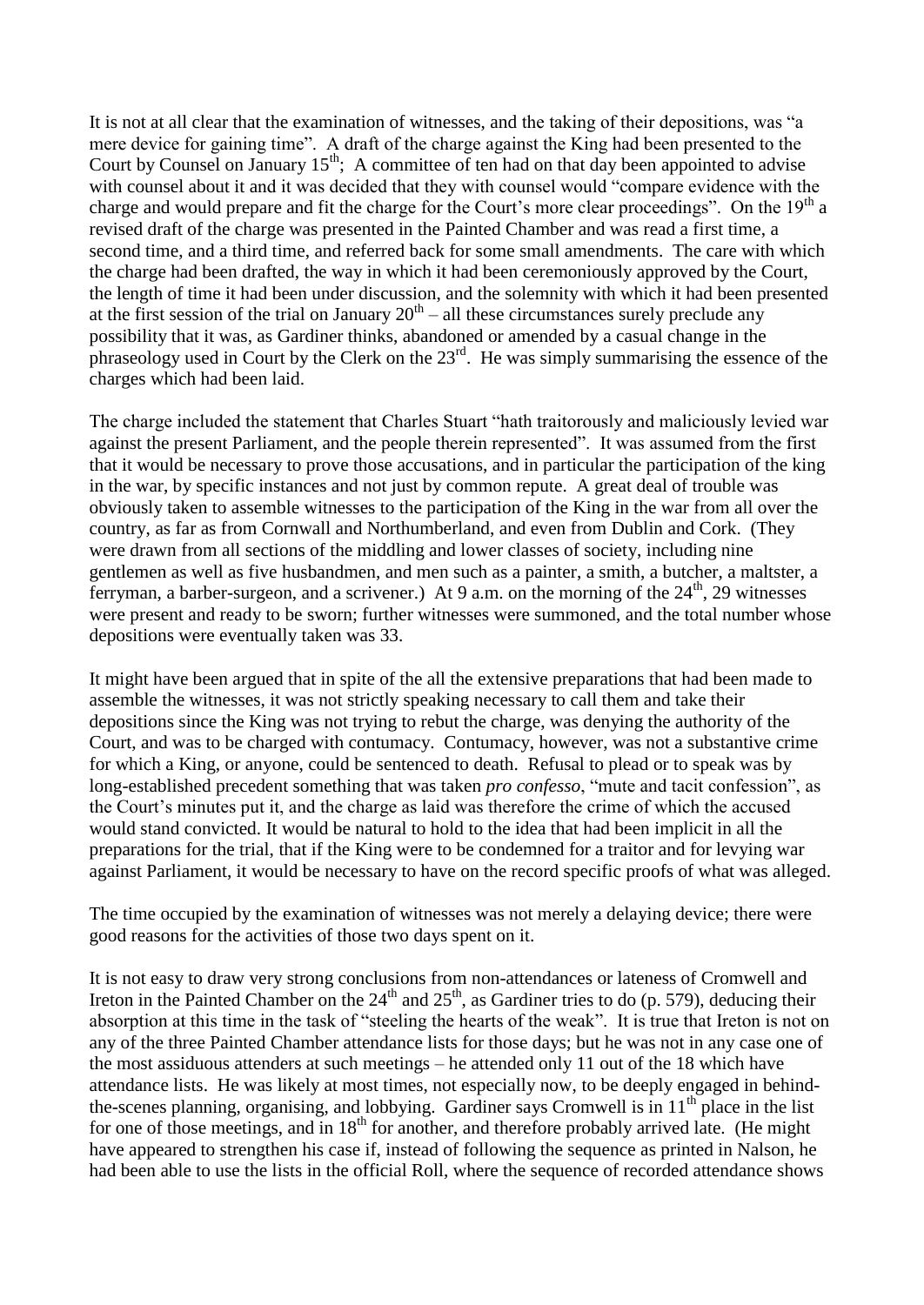It is not at all clear that the examination of witnesses, and the taking of their depositions, was "a mere device for gaining time". A draft of the charge against the King had been presented to the Court by Counsel on January 15th; A committee of ten had on that day been appointed to advise with counsel about it and it was decided that they with counsel would "compare evidence with the charge and would prepare and fit the charge for the Court's more clear proceedings". On the 19th a revised draft of the charge was presented in the Painted Chamber and was read a first time, a second time, and a third time, and referred back for some small amendments. The care with which the charge had been drafted, the way in which it had been ceremoniously approved by the Court, the length of time it had been under discussion, and the solemnity with which it had been presented at the first session of the trial on January 20th – all these circumstances surely preclude any possibility that it was, as Gardiner thinks, abandoned or amended by a casual change in the phraseology used in Court by the Clerk on the 23rd. He was simply summarising the essence of the charges which had been laid.

The charge included the statement that Charles Stuart "hath traitorously and maliciously levied war against the present Parliament, and the people therein represented". It was assumed from the first that it would be necessary to prove those accusations, and in particular the participation of the king in the war, by specific instances and not just by common repute. A great deal of trouble was obviously taken to assemble witnesses to the participation of the King in the war from all over the country, as far as from Cornwall and Northumberland, and even from Dublin and Cork. (They were drawn from all sections of the middling and lower classes of society, including nine gentlemen as well as five husbandmen, and men such as a painter, a smith, a butcher, a maltster, a ferryman, a barber-surgeon, and a scrivener.) At 9 a.m. on the morning of the 24th, 29 witnesses were present and ready to be sworn; further witnesses were summoned, and the total number whose depositions were eventually taken was 33.

It might have been argued that in spite of the all the extensive preparations that had been made to assemble the witnesses, it was not strictly speaking necessary to call them and take their depositions since the King was not trying to rebut the charge, was denying the authority of the Court, and was to be charged with contumacy. Contumacy, however, was not a substantive crime for which a King, or anyone, could be sentenced to death. Refusal to plead or to speak was by long-established precedent something that was taken *pro confesso*, "mute and tacit confession", as the Court's minutes put it, and the charge as laid was therefore the crime of which the accused would stand convicted. It would be natural to hold to the idea that had been implicit in all the preparations for the trial, that if the King were to be condemned for a traitor and for levying war against Parliament, it would be necessary to have on the record specific proofs of what was alleged.

The time occupied by the examination of witnesses was not merely a delaying device; there were good reasons for the activities of those two days spent on it.

It is not easy to draw very strong conclusions from non-attendances or lateness of Cromwell and Ireton in the Painted Chamber on the 24th and 25th, as Gardiner tries to do (p. 579), deducing their absorption at this time in the task of "steeling the hearts of the weak". It is true that Ireton is not on any of the three Painted Chamber attendance lists for those days; but he was not in any case one of the most assiduous attenders at such meetings – he attended only 11 out of the 18 which have attendance lists. He was likely at most times, not especially now, to be deeply engaged in behind-the-scenes planning, organising, and lobbying. Gardiner says Cromwell is in 11th place in the list for one of those meetings, and in 18th for another, and therefore probably arrived late. (He might have appeared to strengthen his case if, instead of following the sequence as printed in Nalson, he had been able to use the lists in the official Roll, where the sequence of recorded attendance shows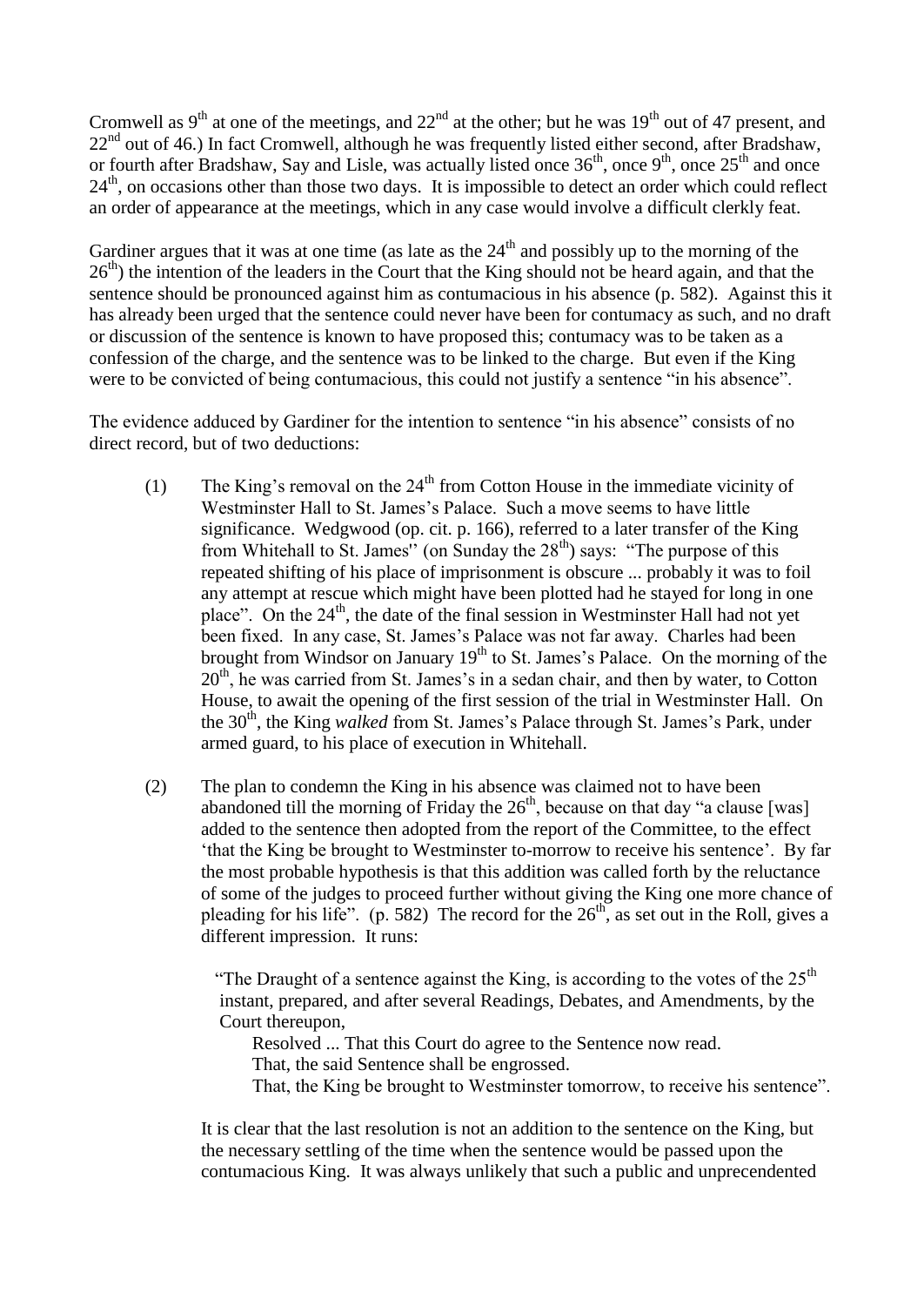Cromwell as 9th at one of the meetings, and 22nd at the other; but he was 19th out of 47 present, and 22nd out of 46.) In fact Cromwell, although he was frequently listed either second, after Bradshaw, or fourth after Bradshaw, Say and Lisle, was actually listed once 36th, once 9th, once 25th and once 24th, on occasions other than those two days. It is impossible to detect an order which could reflect an order of appearance at the meetings, which in any case would involve a difficult clerkly feat.

Gardiner argues that it was at one time (as late as the 24th and possibly up to the morning of the 26th) the intention of the leaders in the Court that the King should not be heard again, and that the sentence should be pronounced against him as contumacious in his absence (p. 582). Against this it has already been urged that the sentence could never have been for contumacy as such, and no draft or discussion of the sentence is known to have proposed this; contumacy was to be taken as a confession of the charge, and the sentence was to be linked to the charge. But even if the King were to be convicted of being contumacious, this could not justify a sentence "in his absence".

The evidence adduced by Gardiner for the intention to sentence "in his absence" consists of no direct record, but of two deductions:

(1) The King's removal on the 24th from Cotton House in the immediate vicinity of Westminster Hall to St. James's Palace. Such a move seems to have little significance. Wedgwood (op. cit. p. 166), referred to a later transfer of the King from Whitehall to St. James'' (on Sunday the 28th) says: "The purpose of this repeated shifting of his place of imprisonment is obscure ... probably it was to foil any attempt at rescue which might have been plotted had he stayed for long in one place". On the 24th, the date of the final session in Westminster Hall had not yet been fixed. In any case, St. James's Palace was not far away. Charles had been brought from Windsor on January 19th to St. James's Palace. On the morning of the 20th, he was carried from St. James's in a sedan chair, and then by water, to Cotton House, to await the opening of the first session of the trial in Westminster Hall. On the 30th, the King *walked* from St. James's Palace through St. James's Park, under armed guard, to his place of execution in Whitehall.

(2) The plan to condemn the King in his absence was claimed not to have been abandoned till the morning of Friday the 26th, because on that day "a clause [was] added to the sentence then adopted from the report of the Committee, to the effect 'that the King be brought to Westminster to-morrow to receive his sentence'. By far the most probable hypothesis is that this addition was called forth by the reluctance of some of the judges to proceed further without giving the King one more chance of pleading for his life". (p. 582) The record for the 26th, as set out in the Roll, gives a different impression. It runs:

> "The Draught of a sentence against the King, is according to the votes of the 25th instant, prepared, and after several Readings, Debates, and Amendments, by the Court thereupon,
>
> Resolved ... That this Court do agree to the Sentence now read.
>
> That, the said Sentence shall be engrossed.
>
> That, the King be brought to Westminster tomorrow, to receive his sentence".

It is clear that the last resolution is not an addition to the sentence on the King, but the necessary settling of the time when the sentence would be passed upon the contumacious King. It was always unlikely that such a public and unprecendented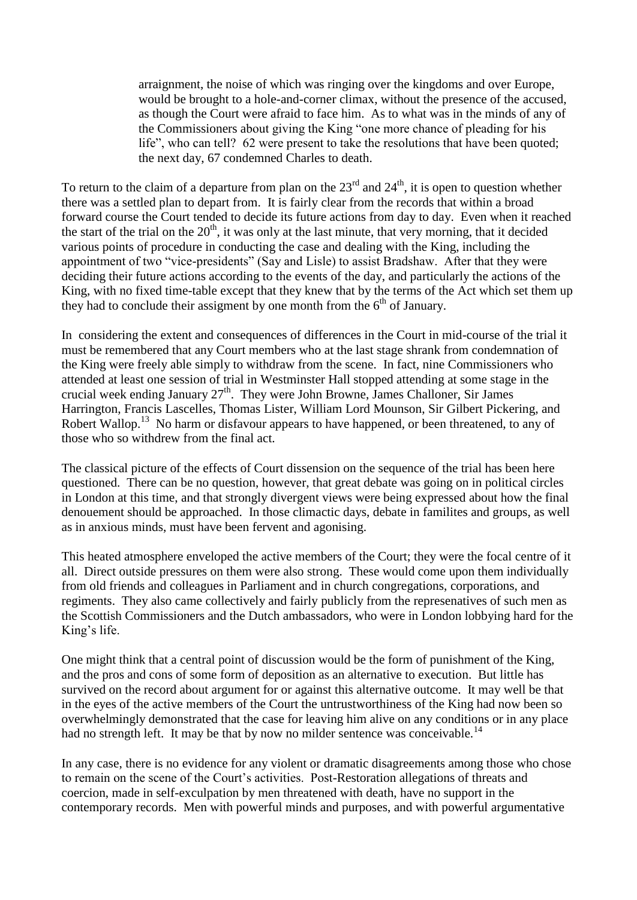> arraignment, the noise of which was ringing over the kingdoms and over Europe, would be brought to a hole-and-corner climax, without the presence of the accused, as though the Court were afraid to face him. As to what was in the minds of any of the Commissioners about giving the King "one more chance of pleading for his life", who can tell? 62 were present to take the resolutions that have been quoted; the next day, 67 condemned Charles to death.

To return to the claim of a departure from plan on the 23rd and 24th, it is open to question whether there was a settled plan to depart from. It is fairly clear from the records that within a broad forward course the Court tended to decide its future actions from day to day. Even when it reached the start of the trial on the 20th, it was only at the last minute, that very morning, that it decided various points of procedure in conducting the case and dealing with the King, including the appointment of two "vice-presidents" (Say and Lisle) to assist Bradshaw. After that they were deciding their future actions according to the events of the day, and particularly the actions of the King, with no fixed time-table except that they knew that by the terms of the Act which set them up they had to conclude their assigment by one month from the 6th of January.

In considering the extent and consequences of differences in the Court in mid-course of the trial it must be remembered that any Court members who at the last stage shrank from condemnation of the King were freely able simply to withdraw from the scene. In fact, nine Commissioners who attended at least one session of trial in Westminster Hall stopped attending at some stage in the crucial week ending January 27th. They were John Browne, James Challoner, Sir James Harrington, Francis Lascelles, Thomas Lister, William Lord Mounson, Sir Gilbert Pickering, and Robert Wallop.[13] No harm or disfavour appears to have happened, or been threatened, to any of those who so withdrew from the final act.

The classical picture of the effects of Court dissension on the sequence of the trial has been here questioned. There can be no question, however, that great debate was going on in political circles in London at this time, and that strongly divergent views were being expressed about how the final denouement should be approached. In those climactic days, debate in familites and groups, as well as in anxious minds, must have been fervent and agonising.

This heated atmosphere enveloped the active members of the Court; they were the focal centre of it all. Direct outside pressures on them were also strong. These would come upon them individually from old friends and colleagues in Parliament and in church congregations, corporations, and regiments. They also came collectively and fairly publicly from the represenatives of such men as the Scottish Commissioners and the Dutch ambassadors, who were in London lobbying hard for the King's life.

One might think that a central point of discussion would be the form of punishment of the King, and the pros and cons of some form of deposition as an alternative to execution. But little has survived on the record about argument for or against this alternative outcome. It may well be that in the eyes of the active members of the Court the untrustworthiness of the King had now been so overwhelmingly demonstrated that the case for leaving him alive on any conditions or in any place had no strength left. It may be that by now no milder sentence was conceivable.[14]

In any case, there is no evidence for any violent or dramatic disagreements among those who chose to remain on the scene of the Court's activities. Post-Restoration allegations of threats and coercion, made in self-exculpation by men threatened with death, have no support in the contemporary records. Men with powerful minds and purposes, and with powerful argumentative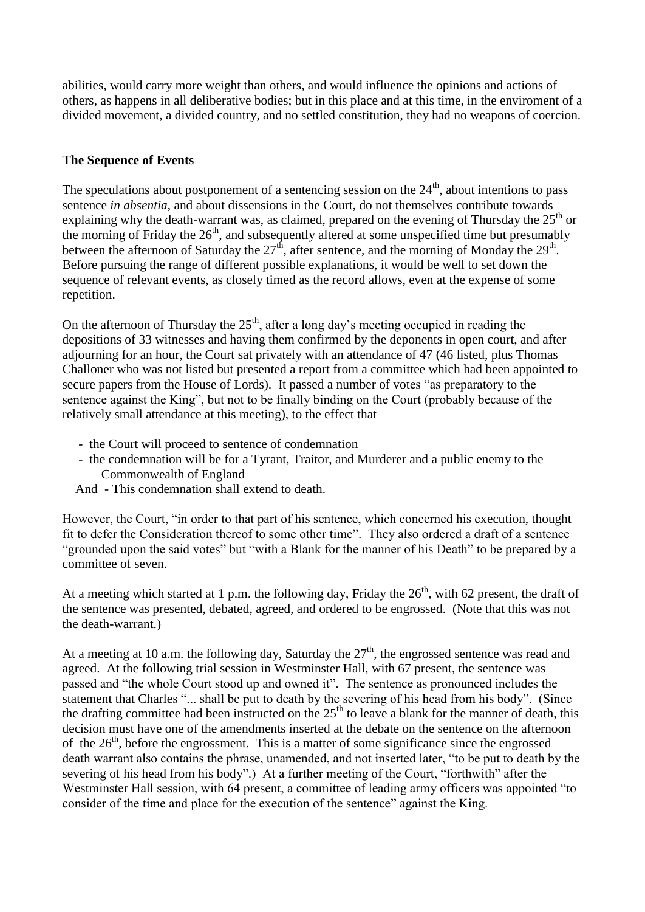abilities, would carry more weight than others, and would influence the opinions and actions of others, as happens in all deliberative bodies; but in this place and at this time, in the enviroment of a divided movement, a divided country, and no settled constitution, they had no weapons of coercion.

## The Sequence of Events

The speculations about postponement of a sentencing session on the 24th, about intentions to pass sentence *in absentia*, and about dissensions in the Court, do not themselves contribute towards explaining why the death-warrant was, as claimed, prepared on the evening of Thursday the 25th or the morning of Friday the 26th, and subsequently altered at some unspecified time but presumably between the afternoon of Saturday the 27th, after sentence, and the morning of Monday the 29th. Before pursuing the range of different possible explanations, it would be well to set down the sequence of relevant events, as closely timed as the record allows, even at the expense of some repetition.

On the afternoon of Thursday the 25th, after a long day's meeting occupied in reading the depositions of 33 witnesses and having them confirmed by the deponents in open court, and after adjourning for an hour, the Court sat privately with an attendance of 47 (46 listed, plus Thomas Challoner who was not listed but presented a report from a committee which had been appointed to secure papers from the House of Lords). It passed a number of votes "as preparatory to the sentence against the King", but not to be finally binding on the Court (probably because of the relatively small attendance at this meeting), to the effect that

- the Court will proceed to sentence of condemnation
- the condemnation will be for a Tyrant, Traitor, and Murderer and a public enemy to the Commonwealth of England

And - This condemnation shall extend to death.

However, the Court, "in order to that part of his sentence, which concerned his execution, thought fit to defer the Consideration thereof to some other time". They also ordered a draft of a sentence "grounded upon the said votes" but "with a Blank for the manner of his Death" to be prepared by a committee of seven.

At a meeting which started at 1 p.m. the following day, Friday the 26th, with 62 present, the draft of the sentence was presented, debated, agreed, and ordered to be engrossed. (Note that this was not the death-warrant.)

At a meeting at 10 a.m. the following day, Saturday the 27th, the engrossed sentence was read and agreed. At the following trial session in Westminster Hall, with 67 present, the sentence was passed and "the whole Court stood up and owned it". The sentence as pronounced includes the statement that Charles "... shall be put to death by the severing of his head from his body". (Since the drafting committee had been instructed on the 25th to leave a blank for the manner of death, this decision must have one of the amendments inserted at the debate on the sentence on the afternoon of the 26th, before the engrossment. This is a matter of some significance since the engrossed death warrant also contains the phrase, unamended, and not inserted later, "to be put to death by the severing of his head from his body".) At a further meeting of the Court, "forthwith" after the Westminster Hall session, with 64 present, a committee of leading army officers was appointed "to consider of the time and place for the execution of the sentence" against the King.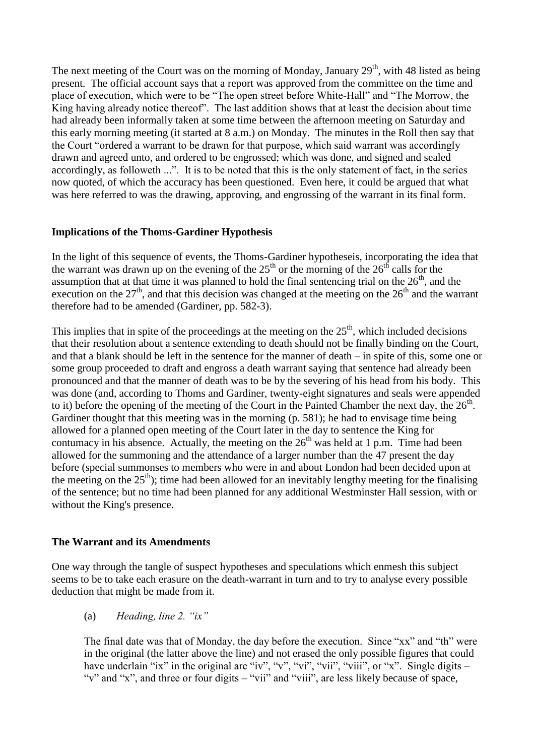The next meeting of the Court was on the morning of Monday, January 29th, with 48 listed as being present. The official account says that a report was approved from the committee on the time and place of execution, which were to be "The open street before White-Hall" and "The Morrow, the King having already notice thereof". The last addition shows that at least the decision about time had already been informally taken at some time between the afternoon meeting on Saturday and this early morning meeting (it started at 8 a.m.) on Monday. The minutes in the Roll then say that the Court "ordered a warrant to be drawn for that purpose, which said warrant was accordingly drawn and agreed unto, and ordered to be engrossed; which was done, and signed and sealed accordingly, as followeth ...". It is to be noted that this is the only statement of fact, in the series now quoted, of which the accuracy has been questioned. Even here, it could be argued that what was here referred to was the drawing, approving, and engrossing of the warrant in its final form.

## Implications of the Thoms-Gardiner Hypothesis

In the light of this sequence of events, the Thoms-Gardiner hypotheseis, incorporating the idea that the warrant was drawn up on the evening of the 25th or the morning of the 26th calls for the assumption that at that time it was planned to hold the final sentencing trial on the 26th, and the execution on the 27th, and that this decision was changed at the meeting on the 26th and the warrant therefore had to be amended (Gardiner, pp. 582-3).

This implies that in spite of the proceedings at the meeting on the 25th, which included decisions that their resolution about a sentence extending to death should not be finally binding on the Court, and that a blank should be left in the sentence for the manner of death – in spite of this, some one or some group proceeded to draft and engross a death warrant saying that sentence had already been pronounced and that the manner of death was to be by the severing of his head from his body. This was done (and, according to Thoms and Gardiner, twenty-eight signatures and seals were appended to it) before the opening of the meeting of the Court in the Painted Chamber the next day, the 26th. Gardiner thought that this meeting was in the morning (p. 581); he had to envisage time being allowed for a planned open meeting of the Court later in the day to sentence the King for contumacy in his absence. Actually, the meeting on the 26th was held at 1 p.m. Time had been allowed for the summoning and the attendance of a larger number than the 47 present the day before (special summonses to members who were in and about London had been decided upon at the meeting on the 25th); time had been allowed for an inevitably lengthy meeting for the finalising of the sentence; but no time had been planned for any additional Westminster Hall session, with or without the King's presence.

## The Warrant and its Amendments

One way through the tangle of suspect hypotheses and speculations which enmesh this subject seems to be to take each erasure on the death-warrant in turn and to try to analyse every possible deduction that might be made from it.

(a) *Heading, line 2. "ix"*

The final date was that of Monday, the day before the execution. Since "xx" and "th" were in the original (the latter above the line) and not erased the only possible figures that could have underlain "ix" in the original are "iv", "v", "vi", "vii", "viii", or "x". Single digits – "v" and "x", and three or four digits – "vii" and "viii", are less likely because of space,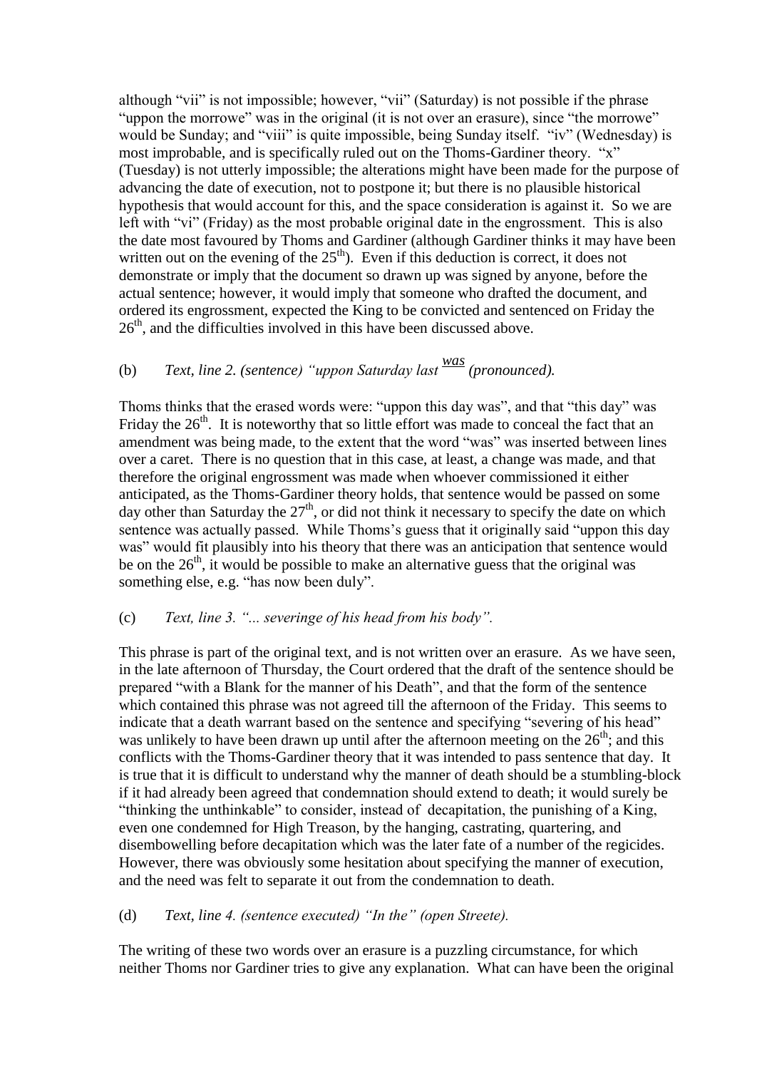although "vii" is not impossible; however, "vii" (Saturday) is not possible if the phrase "uppon the morrowe" was in the original (it is not over an erasure), since "the morrowe" would be Sunday; and "viii" is quite impossible, being Sunday itself. "iv" (Wednesday) is most improbable, and is specifically ruled out on the Thoms-Gardiner theory. "x" (Tuesday) is not utterly impossible; the alterations might have been made for the purpose of advancing the date of execution, not to postpone it; but there is no plausible historical hypothesis that would account for this, and the space consideration is against it. So we are left with "vi" (Friday) as the most probable original date in the engrossment. This is also the date most favoured by Thoms and Gardiner (although Gardiner thinks it may have been written out on the evening of the 25th). Even if this deduction is correct, it does not demonstrate or imply that the document so drawn up was signed by anyone, before the actual sentence; however, it would imply that someone who drafted the document, and ordered its engrossment, expected the King to be convicted and sentenced on Friday the 26th, and the difficulties involved in this have been discussed above.

(b) *Text, line 2. (sentence) "uppon Saturday last <u>was</u> (pronounced).*

Thoms thinks that the erased words were: "uppon this day was", and that "this day" was Friday the 26th. It is noteworthy that so little effort was made to conceal the fact that an amendment was being made, to the extent that the word "was" was inserted between lines over a caret. There is no question that in this case, at least, a change was made, and that therefore the original engrossment was made when whoever commissioned it either anticipated, as the Thoms-Gardiner theory holds, that sentence would be passed on some day other than Saturday the 27th, or did not think it necessary to specify the date on which sentence was actually passed. While Thoms's guess that it originally said "uppon this day was" would fit plausibly into his theory that there was an anticipation that sentence would be on the 26th, it would be possible to make an alternative guess that the original was something else, e.g. "has now been duly".

(c) *Text, line 3. "... severinge of his head from his body".*

This phrase is part of the original text, and is not written over an erasure. As we have seen, in the late afternoon of Thursday, the Court ordered that the draft of the sentence should be prepared "with a Blank for the manner of his Death", and that the form of the sentence which contained this phrase was not agreed till the afternoon of the Friday. This seems to indicate that a death warrant based on the sentence and specifying "severing of his head" was unlikely to have been drawn up until after the afternoon meeting on the 26th; and this conflicts with the Thoms-Gardiner theory that it was intended to pass sentence that day. It is true that it is difficult to understand why the manner of death should be a stumbling-block if it had already been agreed that condemnation should extend to death; it would surely be "thinking the unthinkable" to consider, instead of decapitation, the punishing of a King, even one condemned for High Treason, by the hanging, castrating, quartering, and disembowelling before decapitation which was the later fate of a number of the regicides. However, there was obviously some hesitation about specifying the manner of execution, and the need was felt to separate it out from the condemnation to death.

(d) *Text, line 4. (sentence executed) "In the" (open Streete).*

The writing of these two words over an erasure is a puzzling circumstance, for which neither Thoms nor Gardiner tries to give any explanation. What can have been the original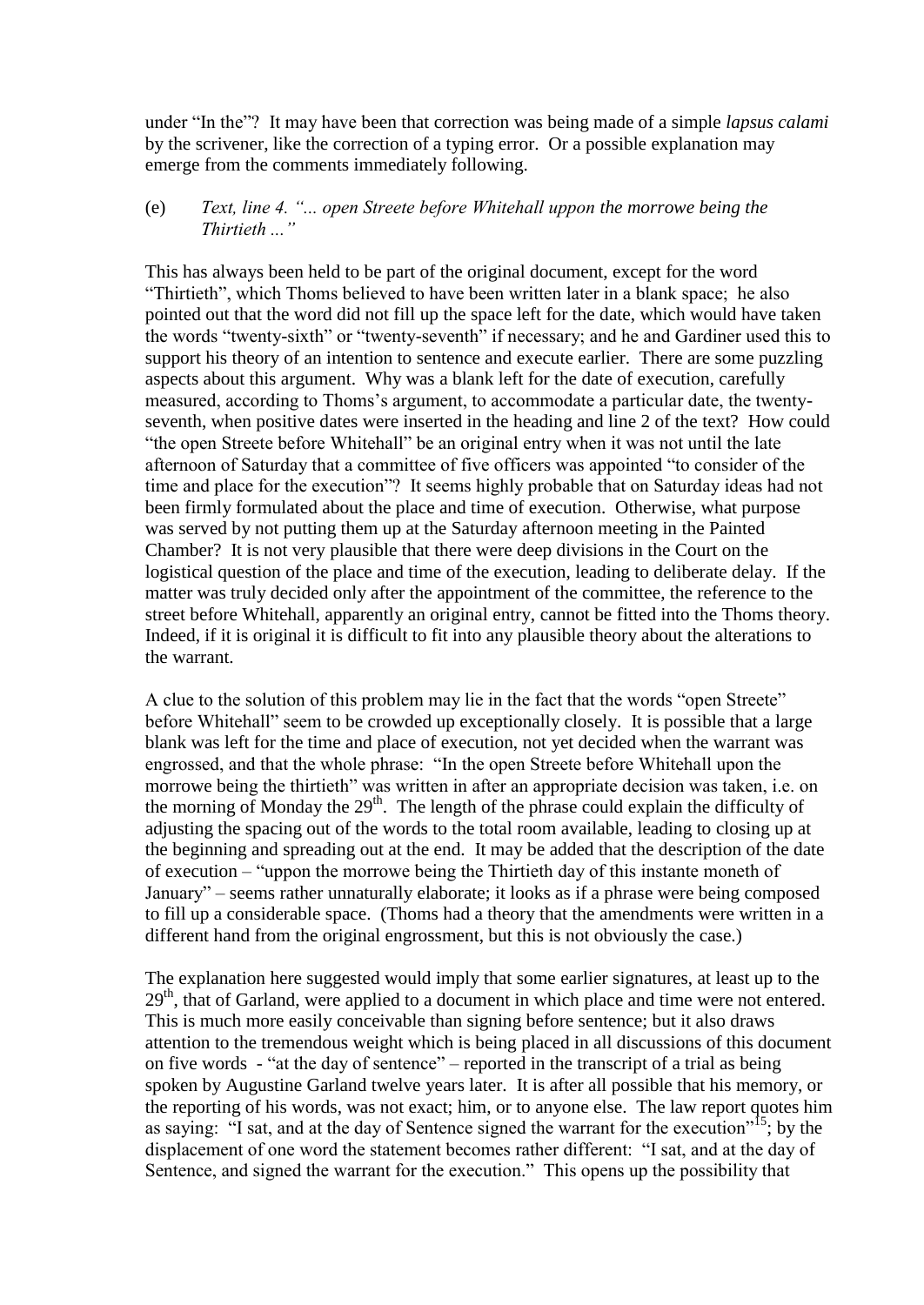under "In the"? It may have been that correction was being made of a simple *lapsus calami* by the scrivener, like the correction of a typing error. Or a possible explanation may emerge from the comments immediately following.

(e) *Text, line 4. "... open Streete before Whitehall uppon the morrowe being the Thirtieth ..."*

This has always been held to be part of the original document, except for the word "Thirtieth", which Thoms believed to have been written later in a blank space; he also pointed out that the word did not fill up the space left for the date, which would have taken the words "twenty-sixth" or "twenty-seventh" if necessary; and he and Gardiner used this to support his theory of an intention to sentence and execute earlier. There are some puzzling aspects about this argument. Why was a blank left for the date of execution, carefully measured, according to Thoms's argument, to accommodate a particular date, the twenty-seventh, when positive dates were inserted in the heading and line 2 of the text? How could "the open Streete before Whitehall" be an original entry when it was not until the late afternoon of Saturday that a committee of five officers was appointed "to consider of the time and place for the execution"? It seems highly probable that on Saturday ideas had not been firmly formulated about the place and time of execution. Otherwise, what purpose was served by not putting them up at the Saturday afternoon meeting in the Painted Chamber? It is not very plausible that there were deep divisions in the Court on the logistical question of the place and time of the execution, leading to deliberate delay. If the matter was truly decided only after the appointment of the committee, the reference to the street before Whitehall, apparently an original entry, cannot be fitted into the Thoms theory. Indeed, if it is original it is difficult to fit into any plausible theory about the alterations to the warrant.

A clue to the solution of this problem may lie in the fact that the words "open Streete" before Whitehall" seem to be crowded up exceptionally closely. It is possible that a large blank was left for the time and place of execution, not yet decided when the warrant was engrossed, and that the whole phrase: "In the open Streete before Whitehall upon the morrowe being the thirtieth" was written in after an appropriate decision was taken, i.e. on the morning of Monday the 29th. The length of the phrase could explain the difficulty of adjusting the spacing out of the words to the total room available, leading to closing up at the beginning and spreading out at the end. It may be added that the description of the date of execution – "uppon the morrowe being the Thirtieth day of this instante moneth of January" – seems rather unnaturally elaborate; it looks as if a phrase were being composed to fill up a considerable space. (Thoms had a theory that the amendments were written in a different hand from the original engrossment, but this is not obviously the case.)

The explanation here suggested would imply that some earlier signatures, at least up to the 29th, that of Garland, were applied to a document in which place and time were not entered. This is much more easily conceivable than signing before sentence; but it also draws attention to the tremendous weight which is being placed in all discussions of this document on five words - "at the day of sentence" – reported in the transcript of a trial as being spoken by Augustine Garland twelve years later. It is after all possible that his memory, or the reporting of his words, was not exact; him, or to anyone else. The law report quotes him as saying: "I sat, and at the day of Sentence signed the warrant for the execution"[15]; by the displacement of one word the statement becomes rather different: "I sat, and at the day of Sentence, and signed the warrant for the execution." This opens up the possibility that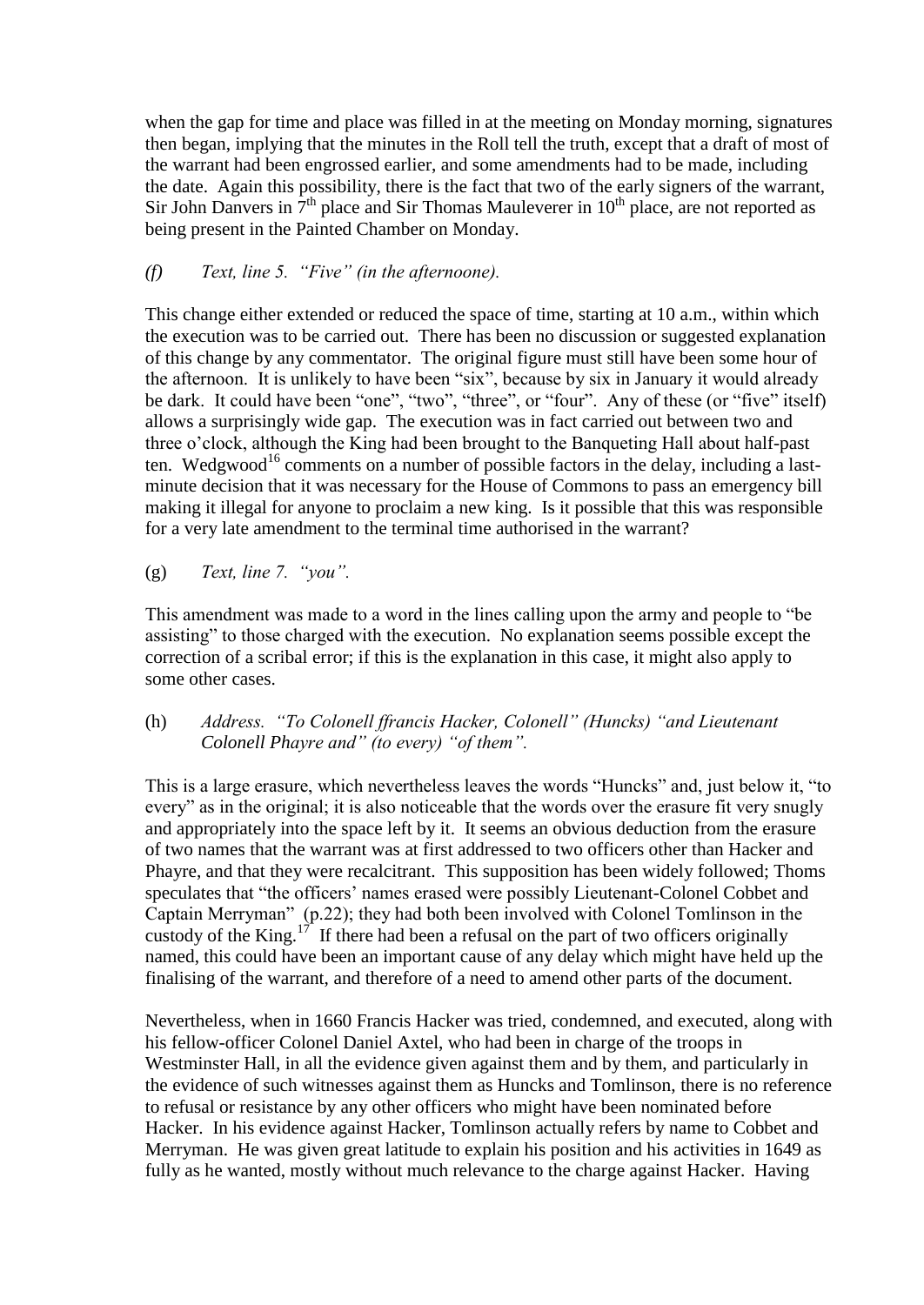when the gap for time and place was filled in at the meeting on Monday morning, signatures then began, implying that the minutes in the Roll tell the truth, except that a draft of most of the warrant had been engrossed earlier, and some amendments had to be made, including the date. Again this possibility, there is the fact that two of the early signers of the warrant, Sir John Danvers in 7th place and Sir Thomas Mauleverer in 10th place, are not reported as being present in the Painted Chamber on Monday.

*(f) Text, line 5. "Five" (in the afternoone).*

This change either extended or reduced the space of time, starting at 10 a.m., within which the execution was to be carried out. There has been no discussion or suggested explanation of this change by any commentator. The original figure must still have been some hour of the afternoon. It is unlikely to have been "six", because by six in January it would already be dark. It could have been "one", "two", "three", or "four". Any of these (or "five" itself) allows a surprisingly wide gap. The execution was in fact carried out between two and three o'clock, although the King had been brought to the Banqueting Hall about half-past ten. Wedgwood[16] comments on a number of possible factors in the delay, including a last-minute decision that it was necessary for the House of Commons to pass an emergency bill making it illegal for anyone to proclaim a new king. Is it possible that this was responsible for a very late amendment to the terminal time authorised in the warrant?

(g) *Text, line 7. "you".*

This amendment was made to a word in the lines calling upon the army and people to "be assisting" to those charged with the execution. No explanation seems possible except the correction of a scribal error; if this is the explanation in this case, it might also apply to some other cases.

(h) *Address. "To Colonell ffrancis Hacker, Colonell" (Huncks) "and Lieutenant Colonell Phayre and" (to every) "of them".*

This is a large erasure, which nevertheless leaves the words "Huncks" and, just below it, "to every" as in the original; it is also noticeable that the words over the erasure fit very snugly and appropriately into the space left by it. It seems an obvious deduction from the erasure of two names that the warrant was at first addressed to two officers other than Hacker and Phayre, and that they were recalcitrant. This supposition has been widely followed; Thoms speculates that "the officers' names erased were possibly Lieutenant-Colonel Cobbet and Captain Merryman" (p.22); they had both been involved with Colonel Tomlinson in the custody of the King.[17] If there had been a refusal on the part of two officers originally named, this could have been an important cause of any delay which might have held up the finalising of the warrant, and therefore of a need to amend other parts of the document.

Nevertheless, when in 1660 Francis Hacker was tried, condemned, and executed, along with his fellow-officer Colonel Daniel Axtel, who had been in charge of the troops in Westminster Hall, in all the evidence given against them and by them, and particularly in the evidence of such witnesses against them as Huncks and Tomlinson, there is no reference to refusal or resistance by any other officers who might have been nominated before Hacker. In his evidence against Hacker, Tomlinson actually refers by name to Cobbet and Merryman. He was given great latitude to explain his position and his activities in 1649 as fully as he wanted, mostly without much relevance to the charge against Hacker. Having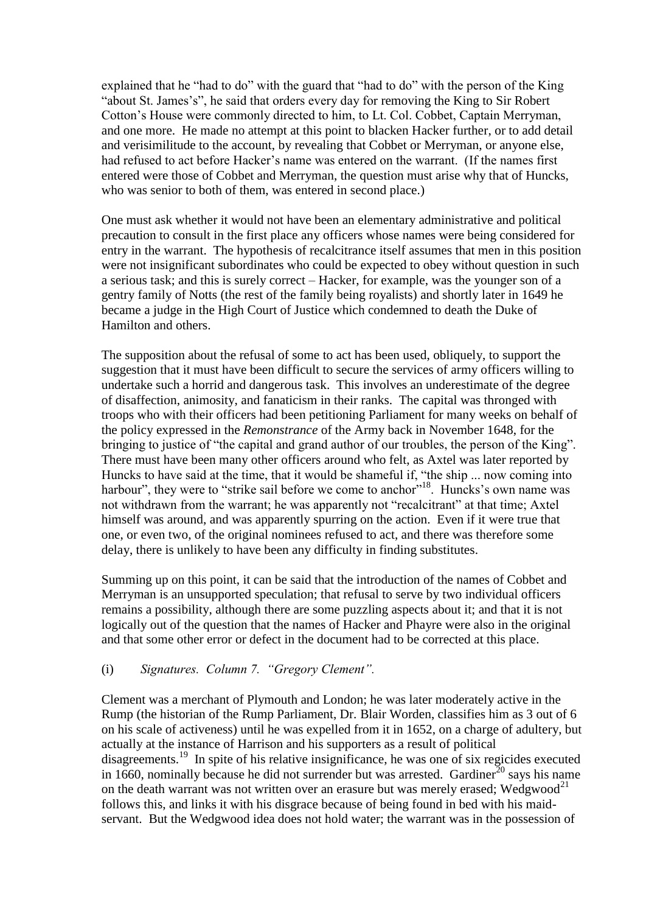explained that he "had to do" with the guard that "had to do" with the person of the King "about St. James's", he said that orders every day for removing the King to Sir Robert Cotton's House were commonly directed to him, to Lt. Col. Cobbet, Captain Merryman, and one more. He made no attempt at this point to blacken Hacker further, or to add detail and verisimilitude to the account, by revealing that Cobbet or Merryman, or anyone else, had refused to act before Hacker's name was entered on the warrant. (If the names first entered were those of Cobbet and Merryman, the question must arise why that of Huncks, who was senior to both of them, was entered in second place.)

One must ask whether it would not have been an elementary administrative and political precaution to consult in the first place any officers whose names were being considered for entry in the warrant. The hypothesis of recalcitrance itself assumes that men in this position were not insignificant subordinates who could be expected to obey without question in such a serious task; and this is surely correct – Hacker, for example, was the younger son of a gentry family of Notts (the rest of the family being royalists) and shortly later in 1649 he became a judge in the High Court of Justice which condemned to death the Duke of Hamilton and others.

The supposition about the refusal of some to act has been used, obliquely, to support the suggestion that it must have been difficult to secure the services of army officers willing to undertake such a horrid and dangerous task. This involves an underestimate of the degree of disaffection, animosity, and fanaticism in their ranks. The capital was thronged with troops who with their officers had been petitioning Parliament for many weeks on behalf of the policy expressed in the *Remonstrance* of the Army back in November 1648, for the bringing to justice of "the capital and grand author of our troubles, the person of the King". There must have been many other officers around who felt, as Axtel was later reported by Huncks to have said at the time, that it would be shameful if, "the ship ... now coming into harbour", they were to "strike sail before we come to anchor"[18]. Huncks's own name was not withdrawn from the warrant; he was apparently not "recalcitrant" at that time; Axtel himself was around, and was apparently spurring on the action. Even if it were true that one, or even two, of the original nominees refused to act, and there was therefore some delay, there is unlikely to have been any difficulty in finding substitutes.

Summing up on this point, it can be said that the introduction of the names of Cobbet and Merryman is an unsupported speculation; that refusal to serve by two individual officers remains a possibility, although there are some puzzling aspects about it; and that it is not logically out of the question that the names of Hacker and Phayre were also in the original and that some other error or defect in the document had to be corrected at this place.

(i) *Signatures. Column 7. "Gregory Clement".*

Clement was a merchant of Plymouth and London; he was later moderately active in the Rump (the historian of the Rump Parliament, Dr. Blair Worden, classifies him as 3 out of 6 on his scale of activeness) until he was expelled from it in 1652, on a charge of adultery, but actually at the instance of Harrison and his supporters as a result of political disagreements.[19] In spite of his relative insignificance, he was one of six regicides executed in 1660, nominally because he did not surrender but was arrested. Gardiner[20] says his name on the death warrant was not written over an erasure but was merely erased; Wedgwood[21] follows this, and links it with his disgrace because of being found in bed with his maid-servant. But the Wedgwood idea does not hold water; the warrant was in the possession of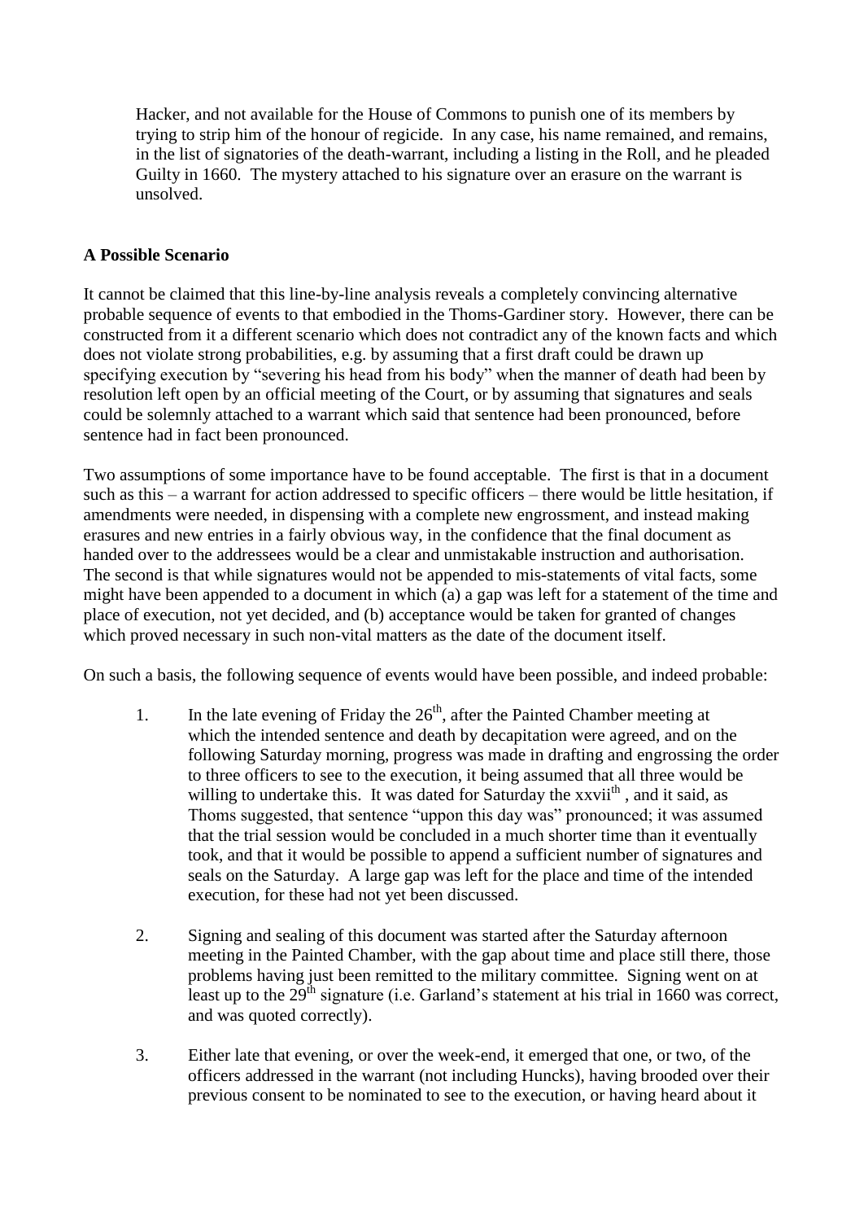Hacker, and not available for the House of Commons to punish one of its members by trying to strip him of the honour of regicide. In any case, his name remained, and remains, in the list of signatories of the death-warrant, including a listing in the Roll, and he pleaded Guilty in 1660. The mystery attached to his signature over an erasure on the warrant is unsolved.

## A Possible Scenario

It cannot be claimed that this line-by-line analysis reveals a completely convincing alternative probable sequence of events to that embodied in the Thoms-Gardiner story. However, there can be constructed from it a different scenario which does not contradict any of the known facts and which does not violate strong probabilities, e.g. by assuming that a first draft could be drawn up specifying execution by "severing his head from his body" when the manner of death had been by resolution left open by an official meeting of the Court, or by assuming that signatures and seals could be solemnly attached to a warrant which said that sentence had been pronounced, before sentence had in fact been pronounced.

Two assumptions of some importance have to be found acceptable. The first is that in a document such as this – a warrant for action addressed to specific officers – there would be little hesitation, if amendments were needed, in dispensing with a complete new engrossment, and instead making erasures and new entries in a fairly obvious way, in the confidence that the final document as handed over to the addressees would be a clear and unmistakable instruction and authorisation. The second is that while signatures would not be appended to mis-statements of vital facts, some might have been appended to a document in which (a) a gap was left for a statement of the time and place of execution, not yet decided, and (b) acceptance would be taken for granted of changes which proved necessary in such non-vital matters as the date of the document itself.

On such a basis, the following sequence of events would have been possible, and indeed probable:

1. In the late evening of Friday the 26th, after the Painted Chamber meeting at which the intended sentence and death by decapitation were agreed, and on the following Saturday morning, progress was made in drafting and engrossing the order to three officers to see to the execution, it being assumed that all three would be willing to undertake this. It was dated for Saturday the xxviith, and it said, as Thoms suggested, that sentence "uppon this day was" pronounced; it was assumed that the trial session would be concluded in a much shorter time than it eventually took, and that it would be possible to append a sufficient number of signatures and seals on the Saturday. A large gap was left for the place and time of the intended execution, for these had not yet been discussed.

2. Signing and sealing of this document was started after the Saturday afternoon meeting in the Painted Chamber, with the gap about time and place still there, those problems having just been remitted to the military committee. Signing went on at least up to the 29th signature (i.e. Garland's statement at his trial in 1660 was correct, and was quoted correctly).

3. Either late that evening, or over the week-end, it emerged that one, or two, of the officers addressed in the warrant (not including Huncks), having brooded over their previous consent to be nominated to see to the execution, or having heard about it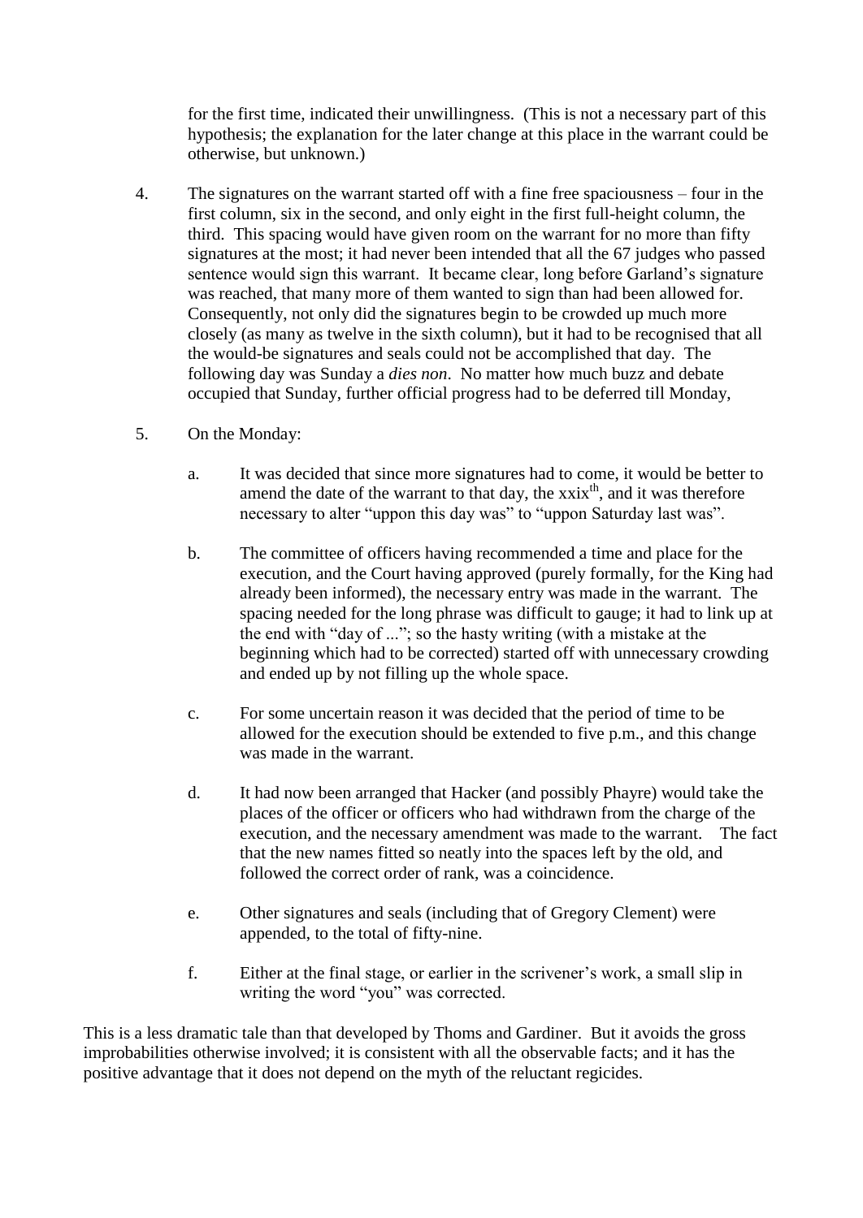for the first time, indicated their unwillingness. (This is not a necessary part of this hypothesis; the explanation for the later change at this place in the warrant could be otherwise, but unknown.)

4. The signatures on the warrant started off with a fine free spaciousness – four in the first column, six in the second, and only eight in the first full-height column, the third. This spacing would have given room on the warrant for no more than fifty signatures at the most; it had never been intended that all the 67 judges who passed sentence would sign this warrant. It became clear, long before Garland's signature was reached, that many more of them wanted to sign than had been allowed for. Consequently, not only did the signatures begin to be crowded up much more closely (as many as twelve in the sixth column), but it had to be recognised that all the would-be signatures and seals could not be accomplished that day. The following day was Sunday a *dies non*. No matter how much buzz and debate occupied that Sunday, further official progress had to be deferred till Monday,

5. On the Monday:

   a. It was decided that since more signatures had to come, it would be better to amend the date of the warrant to that day, the xxix[th], and it was therefore necessary to alter "uppon this day was" to "uppon Saturday last was".

   b. The committee of officers having recommended a time and place for the execution, and the Court having approved (purely formally, for the King had already been informed), the necessary entry was made in the warrant. The spacing needed for the long phrase was difficult to gauge; it had to link up at the end with "day of ..."; so the hasty writing (with a mistake at the beginning which had to be corrected) started off with unnecessary crowding and ended up by not filling up the whole space.

   c. For some uncertain reason it was decided that the period of time to be allowed for the execution should be extended to five p.m., and this change was made in the warrant.

   d. It had now been arranged that Hacker (and possibly Phayre) would take the places of the officer or officers who had withdrawn from the charge of the execution, and the necessary amendment was made to the warrant. The fact that the new names fitted so neatly into the spaces left by the old, and followed the correct order of rank, was a coincidence.

   e. Other signatures and seals (including that of Gregory Clement) were appended, to the total of fifty-nine.

   f. Either at the final stage, or earlier in the scrivener's work, a small slip in writing the word "you" was corrected.

This is a less dramatic tale than that developed by Thoms and Gardiner. But it avoids the gross improbabilities otherwise involved; it is consistent with all the observable facts; and it has the positive advantage that it does not depend on the myth of the reluctant regicides.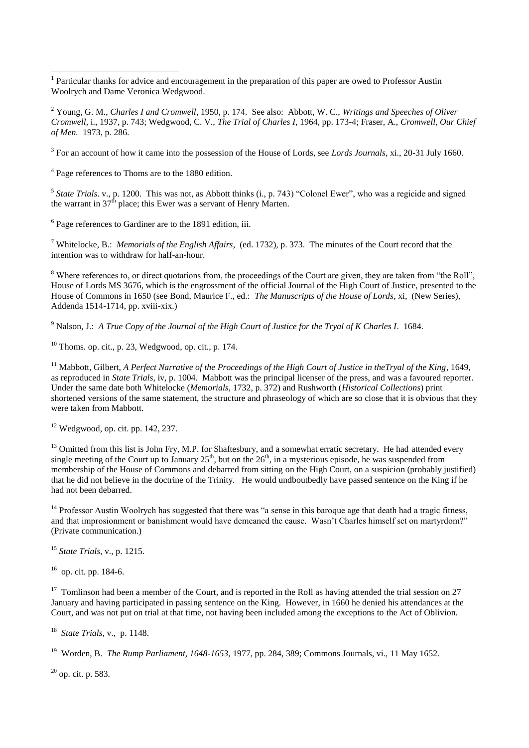[1] Particular thanks for advice and encouragement in the preparation of this paper are owed to Professor Austin Woolrych and Dame Veronica Wedgwood.

[2] Young, G. M., *Charles I and Cromwell*, 1950, p. 174. See also: Abbott, W. C., *Writings and Speeches of Oliver Cromwell*, i., 1937, p. 743; Wedgwood, C. V., *The Trial of Charles I*, 1964, pp. 173-4; Fraser, A., *Cromwell, Our Chief of Men.* 1973, p. 286.

[3] For an account of how it came into the possession of the House of Lords, see *Lords Journals*, xi., 20-31 July 1660.

[4] Page references to Thoms are to the 1880 edition.

[5] *State Trials*. v., p. 1200. This was not, as Abbott thinks (i., p. 743) "Colonel Ewer", who was a regicide and signed the warrant in 37th place; this Ewer was a servant of Henry Marten.

[6] Page references to Gardiner are to the 1891 edition, iii.

[7] Whitelocke, B.: *Memorials of the English Affairs*, (ed. 1732), p. 373. The minutes of the Court record that the intention was to withdraw for half-an-hour.

[8] Where references to, or direct quotations from, the proceedings of the Court are given, they are taken from "the Roll", House of Lords MS 3676, which is the engrossment of the official Journal of the High Court of Justice, presented to the House of Commons in 1650 (see Bond, Maurice F., ed.: *The Manuscripts of the House of Lords*, xi, (New Series), Addenda 1514-1714, pp. xviii-xix.)

[9] Nalson, J.: *A True Copy of the Journal of the High Court of Justice for the Tryal of K Charles I*. 1684.

[10] Thoms. op. cit., p. 23, Wedgwood, op. cit., p. 174.

[11] Mabbott, Gilbert, *A Perfect Narrative of the Proceedings of the High Court of Justice in theTryal of the King*, 1649, as reproduced in *State Trials*, iv, p. 1004. Mabbott was the principal licenser of the press, and was a favoured reporter. Under the same date both Whitelocke (*Memorials*, 1732, p. 372) and Rushworth (*Historical Collections*) print shortened versions of the same statement, the structure and phraseology of which are so close that it is obvious that they were taken from Mabbott.

[12] Wedgwood, op. cit. pp. 142, 237.

[13] Omitted from this list is John Fry, M.P. for Shaftesbury, and a somewhat erratic secretary. He had attended every single meeting of the Court up to January 25th, but on the 26th, in a mysterious episode, he was suspended from membership of the House of Commons and debarred from sitting on the High Court, on a suspicion (probably justified) that he did not believe in the doctrine of the Trinity. He would undboutbedly have passed sentence on the King if he had not been debarred.

[14] Professor Austin Woolrych has suggested that there was "a sense in this baroque age that death had a tragic fitness, and that improsionment or banishment would have demeaned the cause. Wasn't Charles himself set on martyrdom?" (Private communication.)

[15] *State Trials*, v., p. 1215.

[16] op. cit. pp. 184-6.

[17] Tomlinson had been a member of the Court, and is reported in the Roll as having attended the trial session on 27 January and having participated in passing sentence on the King. However, in 1660 he denied his attendances at the Court, and was not put on trial at that time, not having been included among the exceptions to the Act of Oblivion.

[18] *State Trials*, v., p. 1148.

[19] Worden, B. *The Rump Parliament, 1648-1653*, 1977, pp. 284, 389; Commons Journals, vi., 11 May 1652.

[20] op. cit. p. 583.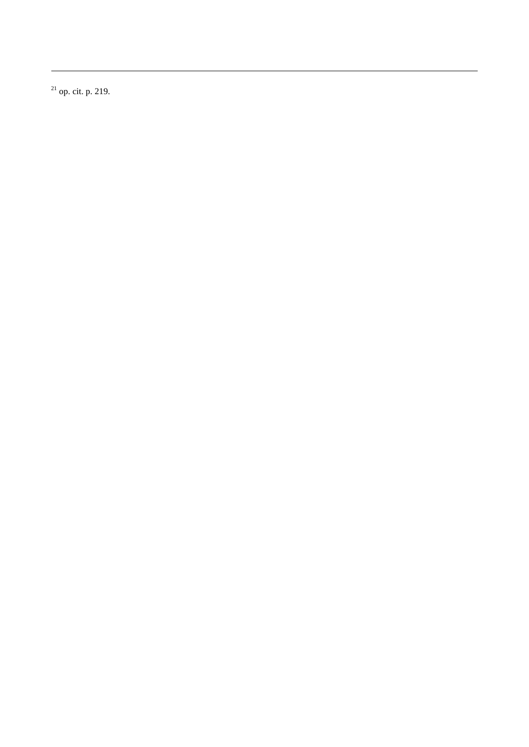[21] op. cit. p. 219.